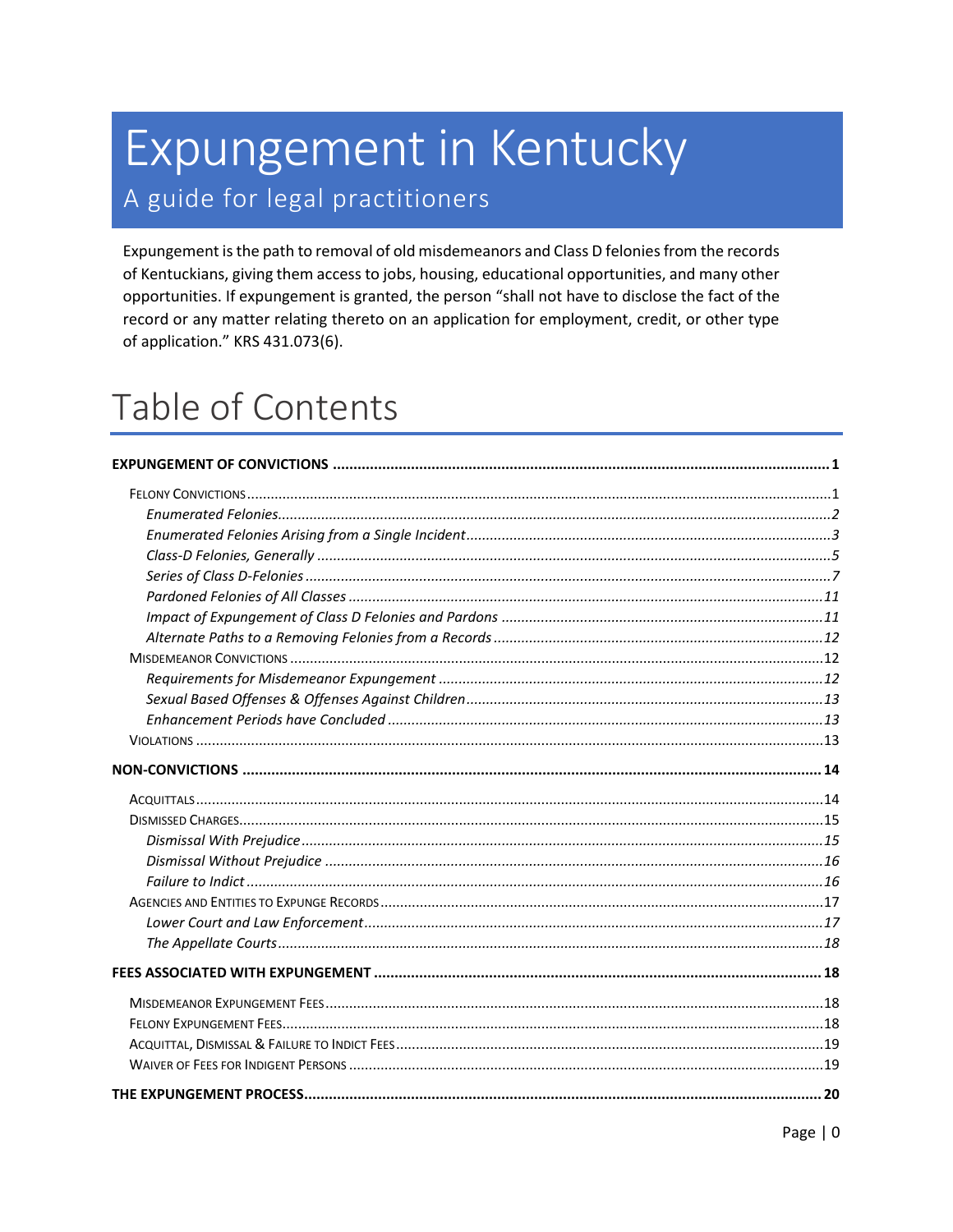# Expungement in Kentucky

## A guide for legal practitioners

Expungement is the path to removal of old misdemeanors and Class D felonies from the records of Kentuckians, giving them access to jobs, housing, educational opportunities, and many other opportunities. If expungement is granted, the person "shall not have to disclose the fact of the record or any matter relating thereto on an application for employment, credit, or other type of application." KRS 431.073(6).

# Table of Contents

**EXPUNGEMENT OF CONVICTIONS** ..... 1

- Felony Convictions ..... 1
  - *Enumerated Felonies* ..... 2
  - *Enumerated Felonies Arising from a Single Incident* ..... 3
  - *Class-D Felonies, Generally* ..... 5
  - *Series of Class D-Felonies* ..... 7
  - *Pardoned Felonies of All Classes* ..... 11
  - *Impact of Expungement of Class D Felonies and Pardons* ..... 11
  - *Alternate Paths to a Removing Felonies from a Records* ..... 12
- Misdemeanor Convictions ..... 12
  - *Requirements for Misdemeanor Expungement* ..... 12
  - *Sexual Based Offenses & Offenses Against Children* ..... 13
  - *Enhancement Periods have Concluded* ..... 13
- Violations ..... 13

**NON-CONVICTIONS** ..... 14

- Acquittals ..... 14
- Dismissed Charges ..... 15
  - *Dismissal With Prejudice* ..... 15
  - *Dismissal Without Prejudice* ..... 16
  - *Failure to Indict* ..... 16
- Agencies and Entities to Expunge Records ..... 17
  - *Lower Court and Law Enforcement* ..... 17
  - *The Appellate Courts* ..... 18

**FEES ASSOCIATED WITH EXPUNGEMENT** ..... 18

- Misdemeanor Expungement Fees ..... 18
- Felony Expungement Fees ..... 18
- Acquittal, Dismissal & Failure to Indict Fees ..... 19
- Waiver of Fees for Indigent Persons ..... 19

**THE EXPUNGEMENT PROCESS** ..... 20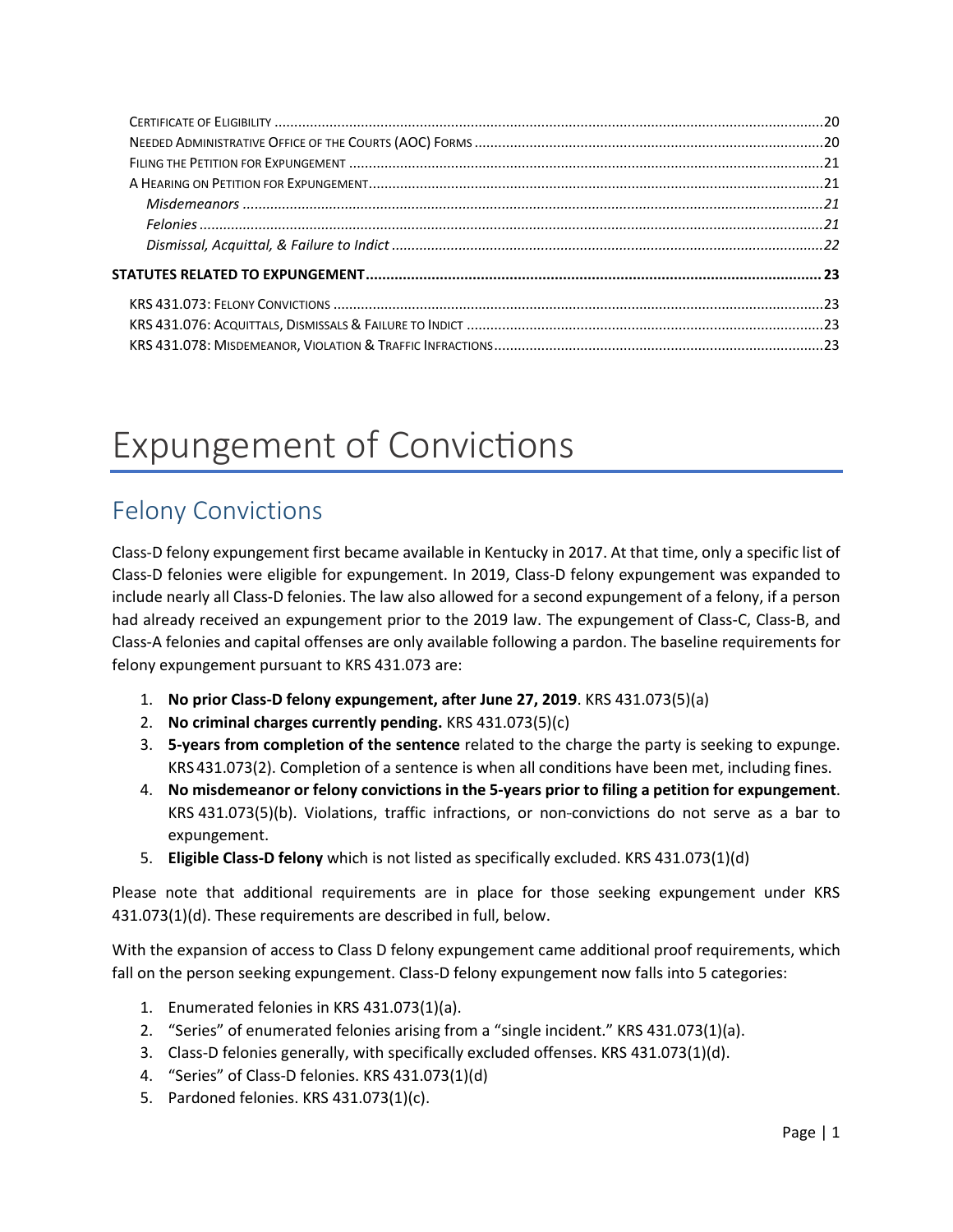Certificate of Eligibility ....................................................................................................................................20
Needed Administrative Office of the Courts (AOC) Forms ........................................................................................20
Filing the Petition for Expungement .......................................................................................................................21
A Hearing on Petition for Expungement..................................................................................................................21
*Misdemeanors* ..................................................................................................................................................21
*Felonies* .............................................................................................................................................................21
*Dismissal, Acquittal, & Failure to Indict* .............................................................................................................22

**Statutes Related to Expungement ............................................................................................................. 23**

KRS 431.073: Felony Convictions ............................................................................................................................23
KRS 431.076: Acquittals, Dismissals & Failure to Indict ..........................................................................................23
KRS 431.078: Misdemeanor, Violation & Traffic Infractions ...................................................................................23

# Expungement of Convictions

## Felony Convictions

Class-D felony expungement first became available in Kentucky in 2017. At that time, only a specific list of Class-D felonies were eligible for expungement. In 2019, Class-D felony expungement was expanded to include nearly all Class-D felonies. The law also allowed for a second expungement of a felony, if a person had already received an expungement prior to the 2019 law. The expungement of Class-C, Class-B, and Class-A felonies and capital offenses are only available following a pardon. The baseline requirements for felony expungement pursuant to KRS 431.073 are:

1. **No prior Class-D felony expungement, after June 27, 2019**. KRS 431.073(5)(a)
2. **No criminal charges currently pending.** KRS 431.073(5)(c)
3. **5-years from completion of the sentence** related to the charge the party is seeking to expunge. KRS 431.073(2). Completion of a sentence is when all conditions have been met, including fines.
4. **No misdemeanor or felony convictions in the 5-years prior to filing a petition for expungement**. KRS 431.073(5)(b). Violations, traffic infractions, or non-convictions do not serve as a bar to expungement.
5. **Eligible Class-D felony** which is not listed as specifically excluded. KRS 431.073(1)(d)

Please note that additional requirements are in place for those seeking expungement under KRS 431.073(1)(d). These requirements are described in full, below.

With the expansion of access to Class D felony expungement came additional proof requirements, which fall on the person seeking expungement. Class-D felony expungement now falls into 5 categories:

1. Enumerated felonies in KRS 431.073(1)(a).
2. "Series" of enumerated felonies arising from a "single incident." KRS 431.073(1)(a).
3. Class-D felonies generally, with specifically excluded offenses. KRS 431.073(1)(d).
4. "Series" of Class-D felonies. KRS 431.073(1)(d)
5. Pardoned felonies. KRS 431.073(1)(c).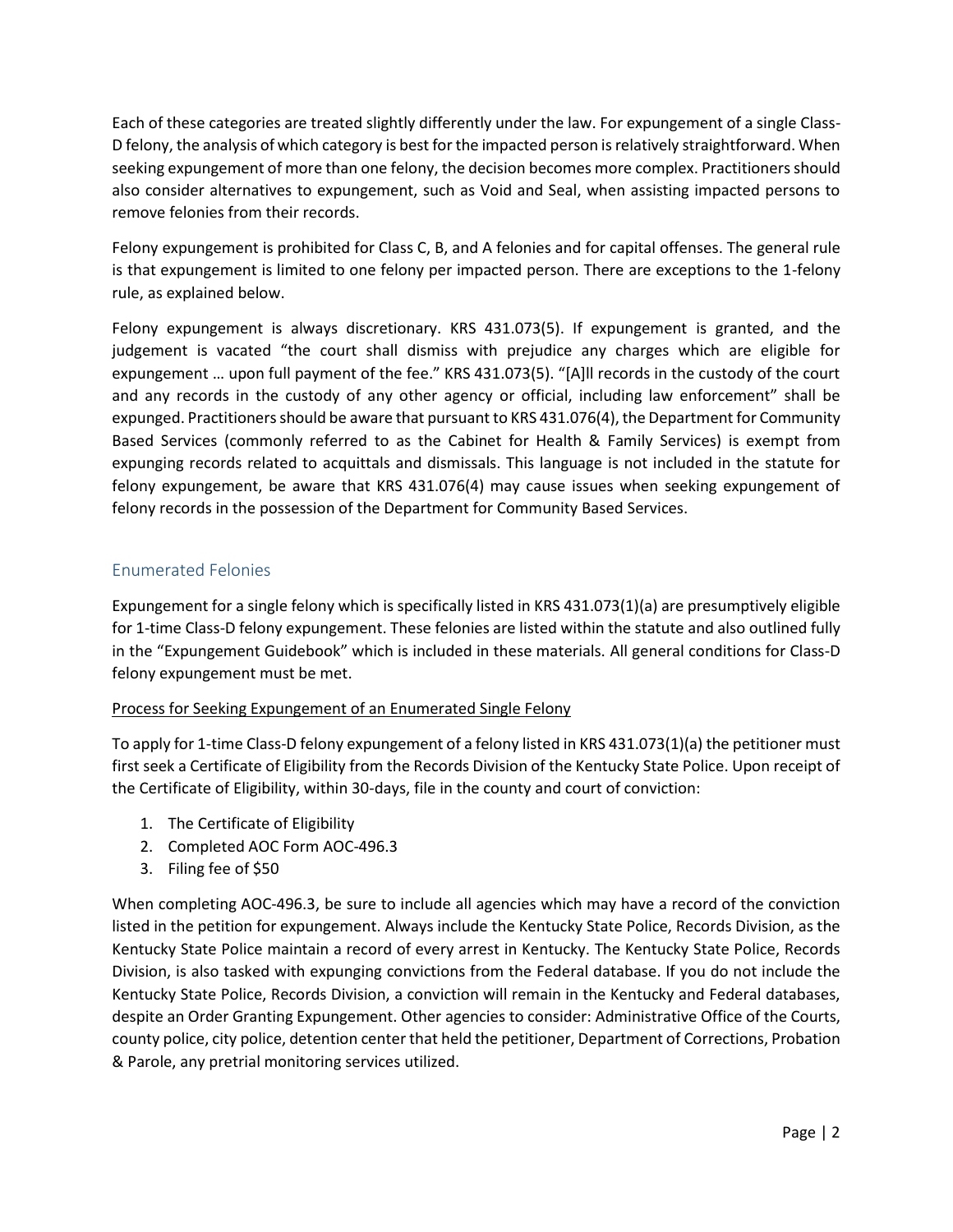Each of these categories are treated slightly differently under the law. For expungement of a single Class-D felony, the analysis of which category is best for the impacted person is relatively straightforward. When seeking expungement of more than one felony, the decision becomes more complex. Practitioners should also consider alternatives to expungement, such as Void and Seal, when assisting impacted persons to remove felonies from their records.

Felony expungement is prohibited for Class C, B, and A felonies and for capital offenses. The general rule is that expungement is limited to one felony per impacted person. There are exceptions to the 1-felony rule, as explained below.

Felony expungement is always discretionary. KRS 431.073(5). If expungement is granted, and the judgement is vacated "the court shall dismiss with prejudice any charges which are eligible for expungement … upon full payment of the fee." KRS 431.073(5). "[A]ll records in the custody of the court and any records in the custody of any other agency or official, including law enforcement" shall be expunged. Practitioners should be aware that pursuant to KRS 431.076(4), the Department for Community Based Services (commonly referred to as the Cabinet for Health & Family Services) is exempt from expunging records related to acquittals and dismissals. This language is not included in the statute for felony expungement, be aware that KRS 431.076(4) may cause issues when seeking expungement of felony records in the possession of the Department for Community Based Services.

## Enumerated Felonies

Expungement for a single felony which is specifically listed in KRS 431.073(1)(a) are presumptively eligible for 1-time Class-D felony expungement. These felonies are listed within the statute and also outlined fully in the "Expungement Guidebook" which is included in these materials. All general conditions for Class-D felony expungement must be met.

### Process for Seeking Expungement of an Enumerated Single Felony

To apply for 1-time Class-D felony expungement of a felony listed in KRS 431.073(1)(a) the petitioner must first seek a Certificate of Eligibility from the Records Division of the Kentucky State Police. Upon receipt of the Certificate of Eligibility, within 30-days, file in the county and court of conviction:

1. The Certificate of Eligibility
2. Completed AOC Form AOC-496.3
3. Filing fee of $50

When completing AOC-496.3, be sure to include all agencies which may have a record of the conviction listed in the petition for expungement. Always include the Kentucky State Police, Records Division, as the Kentucky State Police maintain a record of every arrest in Kentucky. The Kentucky State Police, Records Division, is also tasked with expunging convictions from the Federal database. If you do not include the Kentucky State Police, Records Division, a conviction will remain in the Kentucky and Federal databases, despite an Order Granting Expungement. Other agencies to consider: Administrative Office of the Courts, county police, city police, detention center that held the petitioner, Department of Corrections, Probation & Parole, any pretrial monitoring services utilized.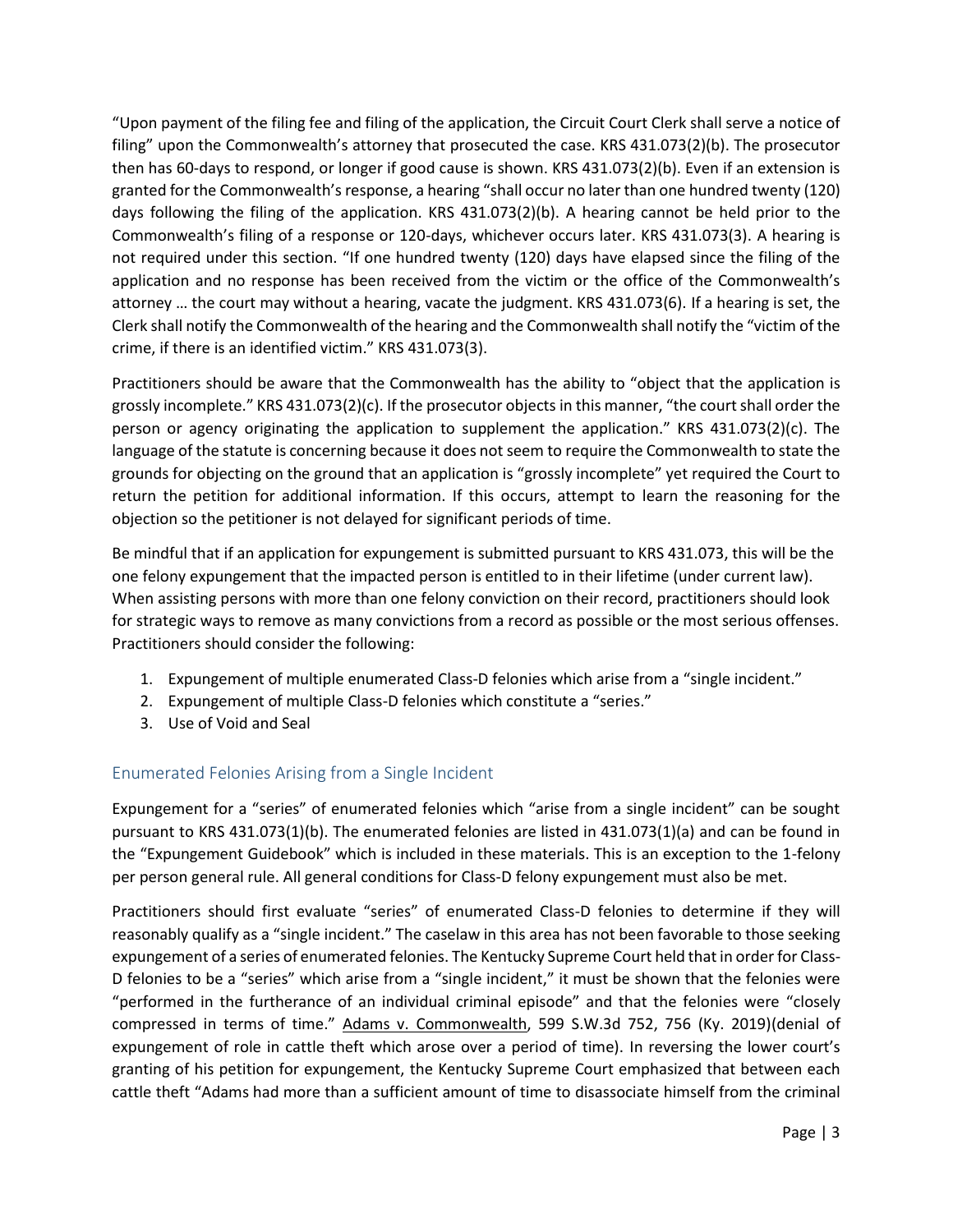"Upon payment of the filing fee and filing of the application, the Circuit Court Clerk shall serve a notice of filing" upon the Commonwealth's attorney that prosecuted the case. KRS 431.073(2)(b). The prosecutor then has 60-days to respond, or longer if good cause is shown. KRS 431.073(2)(b). Even if an extension is granted for the Commonwealth's response, a hearing "shall occur no later than one hundred twenty (120) days following the filing of the application. KRS 431.073(2)(b). A hearing cannot be held prior to the Commonwealth's filing of a response or 120-days, whichever occurs later. KRS 431.073(3). A hearing is not required under this section. "If one hundred twenty (120) days have elapsed since the filing of the application and no response has been received from the victim or the office of the Commonwealth's attorney … the court may without a hearing, vacate the judgment. KRS 431.073(6). If a hearing is set, the Clerk shall notify the Commonwealth of the hearing and the Commonwealth shall notify the "victim of the crime, if there is an identified victim." KRS 431.073(3).

Practitioners should be aware that the Commonwealth has the ability to "object that the application is grossly incomplete." KRS 431.073(2)(c). If the prosecutor objects in this manner, "the court shall order the person or agency originating the application to supplement the application." KRS 431.073(2)(c). The language of the statute is concerning because it does not seem to require the Commonwealth to state the grounds for objecting on the ground that an application is "grossly incomplete" yet required the Court to return the petition for additional information. If this occurs, attempt to learn the reasoning for the objection so the petitioner is not delayed for significant periods of time.

Be mindful that if an application for expungement is submitted pursuant to KRS 431.073, this will be the one felony expungement that the impacted person is entitled to in their lifetime (under current law). When assisting persons with more than one felony conviction on their record, practitioners should look for strategic ways to remove as many convictions from a record as possible or the most serious offenses. Practitioners should consider the following:

1. Expungement of multiple enumerated Class-D felonies which arise from a "single incident."
2. Expungement of multiple Class-D felonies which constitute a "series."
3. Use of Void and Seal

## Enumerated Felonies Arising from a Single Incident

Expungement for a "series" of enumerated felonies which "arise from a single incident" can be sought pursuant to KRS 431.073(1)(b). The enumerated felonies are listed in 431.073(1)(a) and can be found in the "Expungement Guidebook" which is included in these materials. This is an exception to the 1-felony per person general rule. All general conditions for Class-D felony expungement must also be met.

Practitioners should first evaluate "series" of enumerated Class-D felonies to determine if they will reasonably qualify as a "single incident." The caselaw in this area has not been favorable to those seeking expungement of a series of enumerated felonies. The Kentucky Supreme Court held that in order for Class-D felonies to be a "series" which arise from a "single incident," it must be shown that the felonies were "performed in the furtherance of an individual criminal episode" and that the felonies were "closely compressed in terms of time." Adams v. Commonwealth, 599 S.W.3d 752, 756 (Ky. 2019)(denial of expungement of role in cattle theft which arose over a period of time). In reversing the lower court's granting of his petition for expungement, the Kentucky Supreme Court emphasized that between each cattle theft "Adams had more than a sufficient amount of time to disassociate himself from the criminal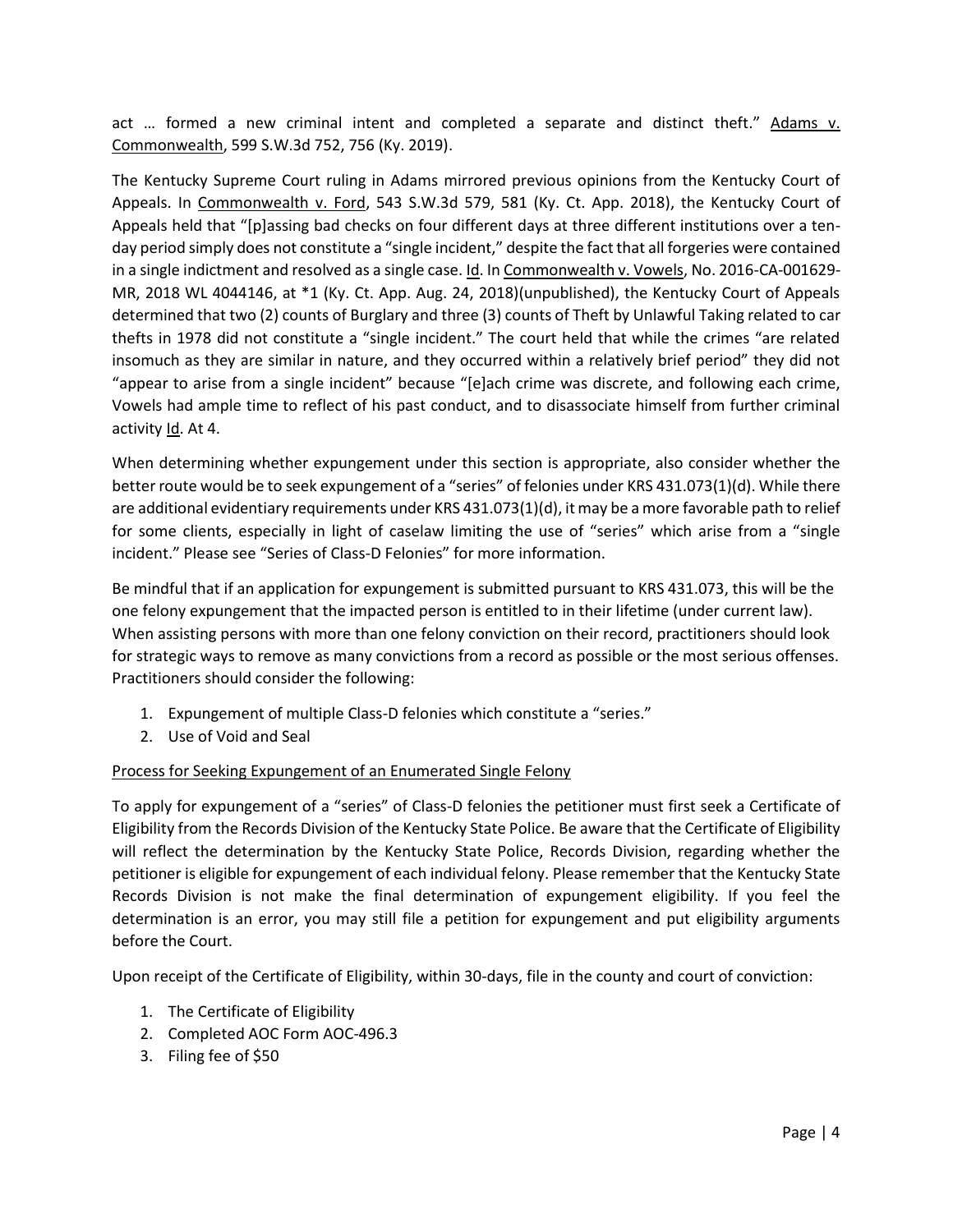act … formed a new criminal intent and completed a separate and distinct theft." Adams v. Commonwealth, 599 S.W.3d 752, 756 (Ky. 2019).

The Kentucky Supreme Court ruling in Adams mirrored previous opinions from the Kentucky Court of Appeals. In Commonwealth v. Ford, 543 S.W.3d 579, 581 (Ky. Ct. App. 2018), the Kentucky Court of Appeals held that "[p]assing bad checks on four different days at three different institutions over a ten-day period simply does not constitute a "single incident," despite the fact that all forgeries were contained in a single indictment and resolved as a single case. Id. In Commonwealth v. Vowels, No. 2016-CA-001629-MR, 2018 WL 4044146, at *1 (Ky. Ct. App. Aug. 24, 2018)(unpublished), the Kentucky Court of Appeals determined that two (2) counts of Burglary and three (3) counts of Theft by Unlawful Taking related to car thefts in 1978 did not constitute a "single incident." The court held that while the crimes "are related insomuch as they are similar in nature, and they occurred within a relatively brief period" they did not "appear to arise from a single incident" because "[e]ach crime was discrete, and following each crime, Vowels had ample time to reflect of his past conduct, and to disassociate himself from further criminal activity Id. At 4.

When determining whether expungement under this section is appropriate, also consider whether the better route would be to seek expungement of a "series" of felonies under KRS 431.073(1)(d). While there are additional evidentiary requirements under KRS 431.073(1)(d), it may be a more favorable path to relief for some clients, especially in light of caselaw limiting the use of "series" which arise from a "single incident." Please see "Series of Class-D Felonies" for more information.

Be mindful that if an application for expungement is submitted pursuant to KRS 431.073, this will be the one felony expungement that the impacted person is entitled to in their lifetime (under current law). When assisting persons with more than one felony conviction on their record, practitioners should look for strategic ways to remove as many convictions from a record as possible or the most serious offenses. Practitioners should consider the following:

1. Expungement of multiple Class-D felonies which constitute a "series."
2. Use of Void and Seal

Process for Seeking Expungement of an Enumerated Single Felony

To apply for expungement of a "series" of Class-D felonies the petitioner must first seek a Certificate of Eligibility from the Records Division of the Kentucky State Police. Be aware that the Certificate of Eligibility will reflect the determination by the Kentucky State Police, Records Division, regarding whether the petitioner is eligible for expungement of each individual felony. Please remember that the Kentucky State Records Division is not make the final determination of expungement eligibility. If you feel the determination is an error, you may still file a petition for expungement and put eligibility arguments before the Court.

Upon receipt of the Certificate of Eligibility, within 30-days, file in the county and court of conviction:

1. The Certificate of Eligibility
2. Completed AOC Form AOC-496.3
3. Filing fee of $50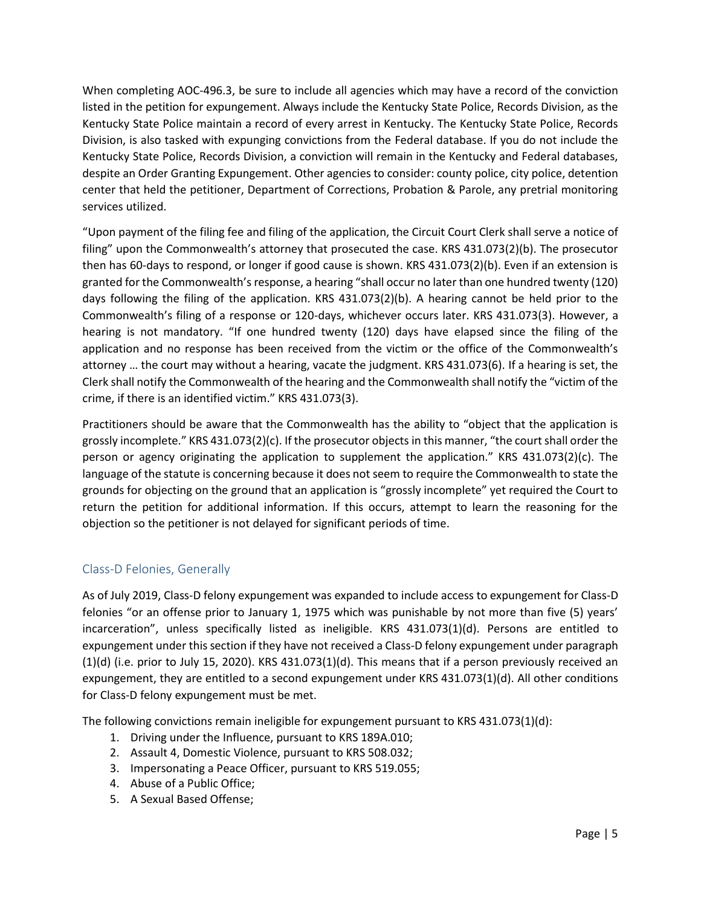When completing AOC-496.3, be sure to include all agencies which may have a record of the conviction listed in the petition for expungement. Always include the Kentucky State Police, Records Division, as the Kentucky State Police maintain a record of every arrest in Kentucky. The Kentucky State Police, Records Division, is also tasked with expunging convictions from the Federal database. If you do not include the Kentucky State Police, Records Division, a conviction will remain in the Kentucky and Federal databases, despite an Order Granting Expungement. Other agencies to consider: county police, city police, detention center that held the petitioner, Department of Corrections, Probation & Parole, any pretrial monitoring services utilized.

"Upon payment of the filing fee and filing of the application, the Circuit Court Clerk shall serve a notice of filing" upon the Commonwealth's attorney that prosecuted the case. KRS 431.073(2)(b). The prosecutor then has 60-days to respond, or longer if good cause is shown. KRS 431.073(2)(b). Even if an extension is granted for the Commonwealth's response, a hearing "shall occur no later than one hundred twenty (120) days following the filing of the application. KRS 431.073(2)(b). A hearing cannot be held prior to the Commonwealth's filing of a response or 120-days, whichever occurs later. KRS 431.073(3). However, a hearing is not mandatory. "If one hundred twenty (120) days have elapsed since the filing of the application and no response has been received from the victim or the office of the Commonwealth's attorney … the court may without a hearing, vacate the judgment. KRS 431.073(6). If a hearing is set, the Clerk shall notify the Commonwealth of the hearing and the Commonwealth shall notify the "victim of the crime, if there is an identified victim." KRS 431.073(3).

Practitioners should be aware that the Commonwealth has the ability to "object that the application is grossly incomplete." KRS 431.073(2)(c). If the prosecutor objects in this manner, "the court shall order the person or agency originating the application to supplement the application." KRS 431.073(2)(c). The language of the statute is concerning because it does not seem to require the Commonwealth to state the grounds for objecting on the ground that an application is "grossly incomplete" yet required the Court to return the petition for additional information. If this occurs, attempt to learn the reasoning for the objection so the petitioner is not delayed for significant periods of time.

## Class-D Felonies, Generally

As of July 2019, Class-D felony expungement was expanded to include access to expungement for Class-D felonies "or an offense prior to January 1, 1975 which was punishable by not more than five (5) years' incarceration", unless specifically listed as ineligible. KRS 431.073(1)(d). Persons are entitled to expungement under this section if they have not received a Class-D felony expungement under paragraph (1)(d) (i.e. prior to July 15, 2020). KRS 431.073(1)(d). This means that if a person previously received an expungement, they are entitled to a second expungement under KRS 431.073(1)(d). All other conditions for Class-D felony expungement must be met.

The following convictions remain ineligible for expungement pursuant to KRS 431.073(1)(d):

1. Driving under the Influence, pursuant to KRS 189A.010;
2. Assault 4, Domestic Violence, pursuant to KRS 508.032;
3. Impersonating a Peace Officer, pursuant to KRS 519.055;
4. Abuse of a Public Office;
5. A Sexual Based Offense;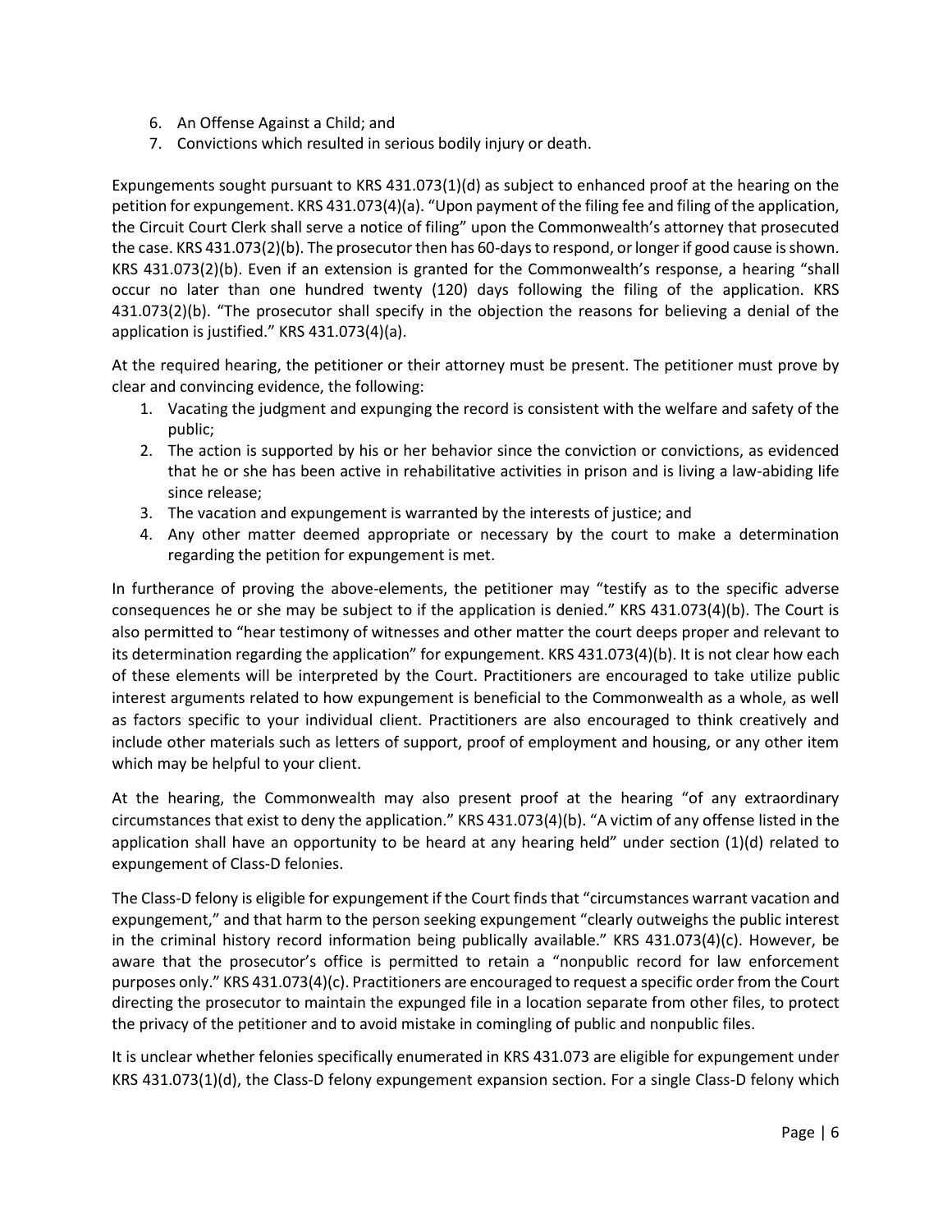6. An Offense Against a Child; and
7. Convictions which resulted in serious bodily injury or death.

Expungements sought pursuant to KRS 431.073(1)(d) as subject to enhanced proof at the hearing on the petition for expungement. KRS 431.073(4)(a). "Upon payment of the filing fee and filing of the application, the Circuit Court Clerk shall serve a notice of filing" upon the Commonwealth's attorney that prosecuted the case. KRS 431.073(2)(b). The prosecutor then has 60-days to respond, or longer if good cause is shown. KRS 431.073(2)(b). Even if an extension is granted for the Commonwealth's response, a hearing "shall occur no later than one hundred twenty (120) days following the filing of the application. KRS 431.073(2)(b). "The prosecutor shall specify in the objection the reasons for believing a denial of the application is justified." KRS 431.073(4)(a).

At the required hearing, the petitioner or their attorney must be present. The petitioner must prove by clear and convincing evidence, the following:

1. Vacating the judgment and expunging the record is consistent with the welfare and safety of the public;
2. The action is supported by his or her behavior since the conviction or convictions, as evidenced that he or she has been active in rehabilitative activities in prison and is living a law-abiding life since release;
3. The vacation and expungement is warranted by the interests of justice; and
4. Any other matter deemed appropriate or necessary by the court to make a determination regarding the petition for expungement is met.

In furtherance of proving the above-elements, the petitioner may "testify as to the specific adverse consequences he or she may be subject to if the application is denied." KRS 431.073(4)(b). The Court is also permitted to "hear testimony of witnesses and other matter the court deeps proper and relevant to its determination regarding the application" for expungement. KRS 431.073(4)(b). It is not clear how each of these elements will be interpreted by the Court. Practitioners are encouraged to take utilize public interest arguments related to how expungement is beneficial to the Commonwealth as a whole, as well as factors specific to your individual client. Practitioners are also encouraged to think creatively and include other materials such as letters of support, proof of employment and housing, or any other item which may be helpful to your client.

At the hearing, the Commonwealth may also present proof at the hearing "of any extraordinary circumstances that exist to deny the application." KRS 431.073(4)(b). "A victim of any offense listed in the application shall have an opportunity to be heard at any hearing held" under section (1)(d) related to expungement of Class-D felonies.

The Class-D felony is eligible for expungement if the Court finds that "circumstances warrant vacation and expungement," and that harm to the person seeking expungement "clearly outweighs the public interest in the criminal history record information being publically available." KRS 431.073(4)(c). However, be aware that the prosecutor's office is permitted to retain a "nonpublic record for law enforcement purposes only." KRS 431.073(4)(c). Practitioners are encouraged to request a specific order from the Court directing the prosecutor to maintain the expunged file in a location separate from other files, to protect the privacy of the petitioner and to avoid mistake in comingling of public and nonpublic files.

It is unclear whether felonies specifically enumerated in KRS 431.073 are eligible for expungement under KRS 431.073(1)(d), the Class-D felony expungement expansion section. For a single Class-D felony which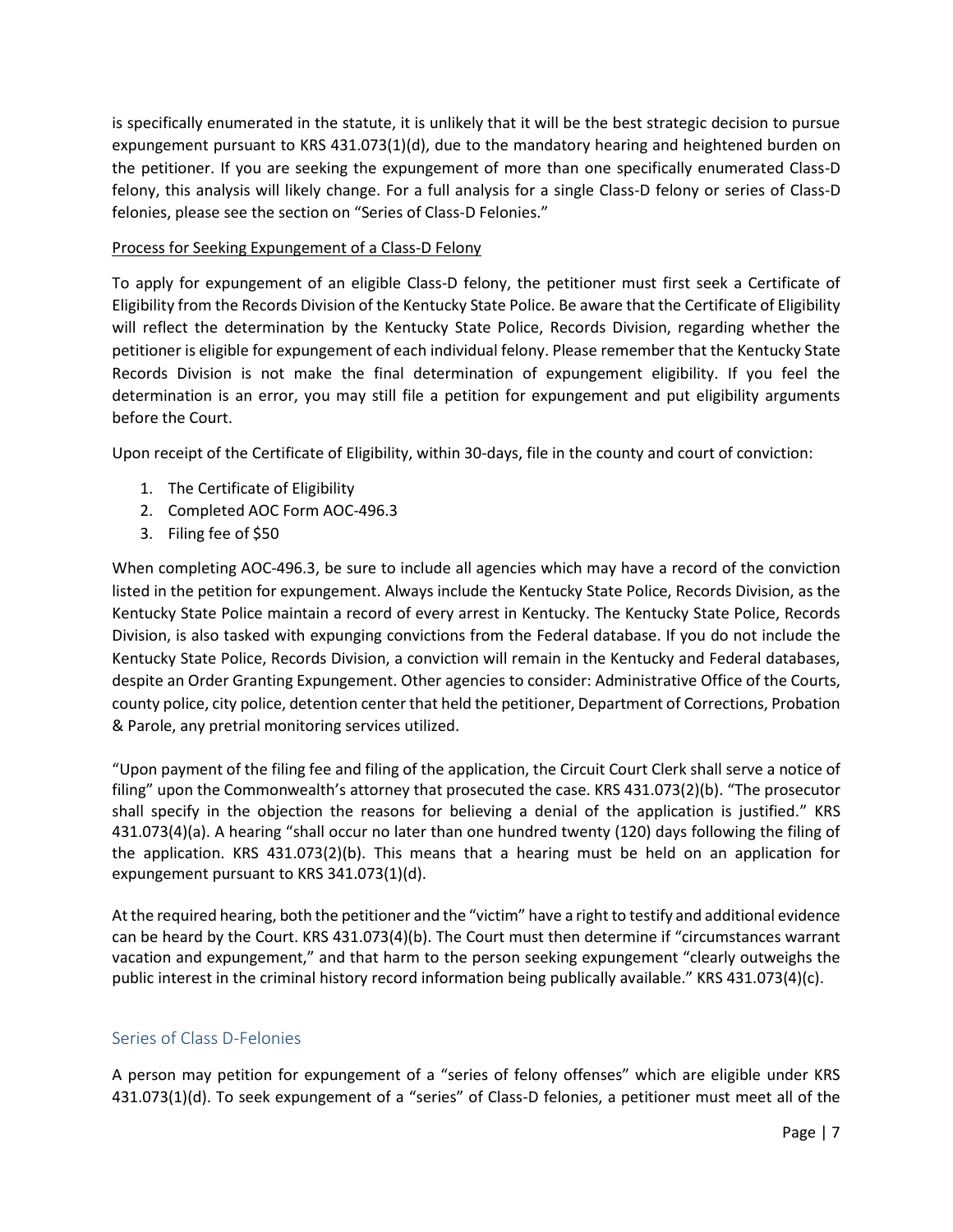is specifically enumerated in the statute, it is unlikely that it will be the best strategic decision to pursue expungement pursuant to KRS 431.073(1)(d), due to the mandatory hearing and heightened burden on the petitioner. If you are seeking the expungement of more than one specifically enumerated Class-D felony, this analysis will likely change. For a full analysis for a single Class-D felony or series of Class-D felonies, please see the section on "Series of Class-D Felonies."

<u>Process for Seeking Expungement of a Class-D Felony</u>

To apply for expungement of an eligible Class-D felony, the petitioner must first seek a Certificate of Eligibility from the Records Division of the Kentucky State Police. Be aware that the Certificate of Eligibility will reflect the determination by the Kentucky State Police, Records Division, regarding whether the petitioner is eligible for expungement of each individual felony. Please remember that the Kentucky State Records Division is not make the final determination of expungement eligibility. If you feel the determination is an error, you may still file a petition for expungement and put eligibility arguments before the Court.

Upon receipt of the Certificate of Eligibility, within 30-days, file in the county and court of conviction:

1. The Certificate of Eligibility
2. Completed AOC Form AOC-496.3
3. Filing fee of $50

When completing AOC-496.3, be sure to include all agencies which may have a record of the conviction listed in the petition for expungement. Always include the Kentucky State Police, Records Division, as the Kentucky State Police maintain a record of every arrest in Kentucky. The Kentucky State Police, Records Division, is also tasked with expunging convictions from the Federal database. If you do not include the Kentucky State Police, Records Division, a conviction will remain in the Kentucky and Federal databases, despite an Order Granting Expungement. Other agencies to consider: Administrative Office of the Courts, county police, city police, detention center that held the petitioner, Department of Corrections, Probation & Parole, any pretrial monitoring services utilized.

"Upon payment of the filing fee and filing of the application, the Circuit Court Clerk shall serve a notice of filing" upon the Commonwealth's attorney that prosecuted the case. KRS 431.073(2)(b). "The prosecutor shall specify in the objection the reasons for believing a denial of the application is justified." KRS 431.073(4)(a). A hearing "shall occur no later than one hundred twenty (120) days following the filing of the application. KRS 431.073(2)(b). This means that a hearing must be held on an application for expungement pursuant to KRS 341.073(1)(d).

At the required hearing, both the petitioner and the "victim" have a right to testify and additional evidence can be heard by the Court. KRS 431.073(4)(b). The Court must then determine if "circumstances warrant vacation and expungement," and that harm to the person seeking expungement "clearly outweighs the public interest in the criminal history record information being publically available." KRS 431.073(4)(c).

## Series of Class D-Felonies

A person may petition for expungement of a "series of felony offenses" which are eligible under KRS 431.073(1)(d). To seek expungement of a "series" of Class-D felonies, a petitioner must meet all of the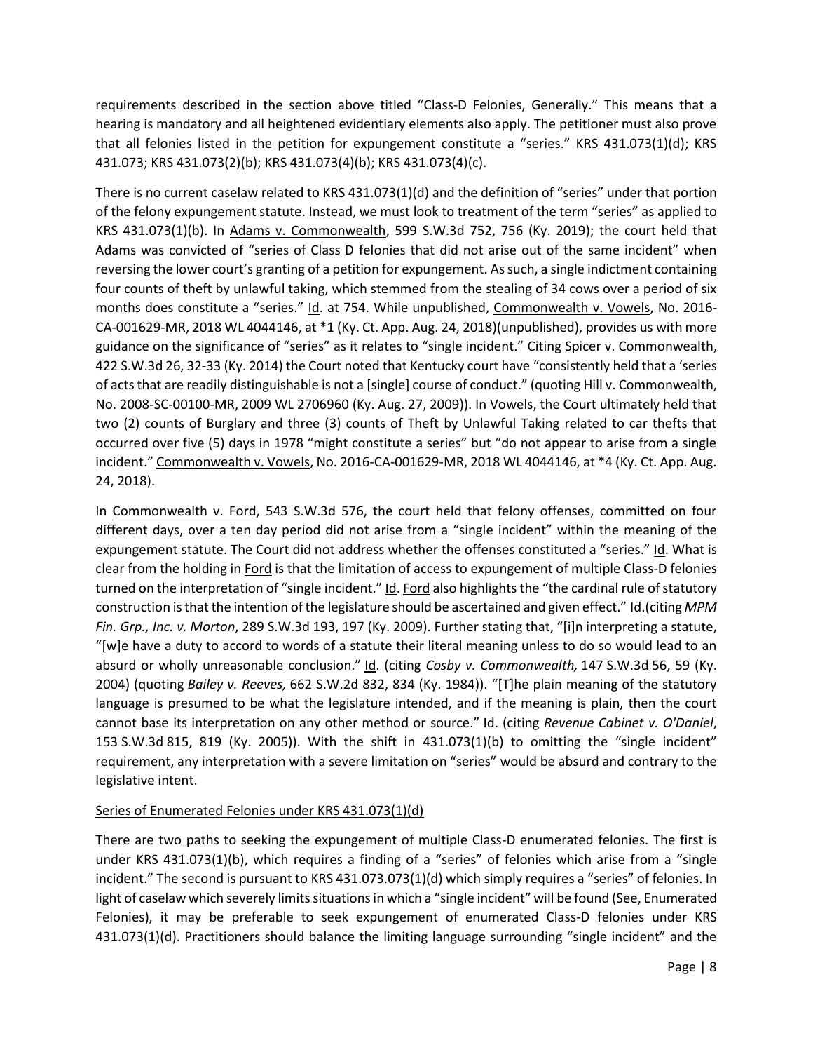requirements described in the section above titled "Class-D Felonies, Generally." This means that a hearing is mandatory and all heightened evidentiary elements also apply. The petitioner must also prove that all felonies listed in the petition for expungement constitute a "series." KRS 431.073(1)(d); KRS 431.073; KRS 431.073(2)(b); KRS 431.073(4)(b); KRS 431.073(4)(c).

There is no current caselaw related to KRS 431.073(1)(d) and the definition of "series" under that portion of the felony expungement statute. Instead, we must look to treatment of the term "series" as applied to KRS 431.073(1)(b). In Adams v. Commonwealth, 599 S.W.3d 752, 756 (Ky. 2019); the court held that Adams was convicted of "series of Class D felonies that did not arise out of the same incident" when reversing the lower court's granting of a petition for expungement. As such, a single indictment containing four counts of theft by unlawful taking, which stemmed from the stealing of 34 cows over a period of six months does constitute a "series." Id. at 754. While unpublished, Commonwealth v. Vowels, No. 2016-CA-001629-MR, 2018 WL 4044146, at *1 (Ky. Ct. App. Aug. 24, 2018)(unpublished), provides us with more guidance on the significance of "series" as it relates to "single incident." Citing Spicer v. Commonwealth, 422 S.W.3d 26, 32-33 (Ky. 2014) the Court noted that Kentucky court have "consistently held that a 'series of acts that are readily distinguishable is not a [single] course of conduct." (quoting Hill v. Commonwealth, No. 2008-SC-00100-MR, 2009 WL 2706960 (Ky. Aug. 27, 2009)). In Vowels, the Court ultimately held that two (2) counts of Burglary and three (3) counts of Theft by Unlawful Taking related to car thefts that occurred over five (5) days in 1978 "might constitute a series" but "do not appear to arise from a single incident." Commonwealth v. Vowels, No. 2016-CA-001629-MR, 2018 WL 4044146, at *4 (Ky. Ct. App. Aug. 24, 2018).

In Commonwealth v. Ford, 543 S.W.3d 576, the court held that felony offenses, committed on four different days, over a ten day period did not arise from a "single incident" within the meaning of the expungement statute. The Court did not address whether the offenses constituted a "series." Id. What is clear from the holding in Ford is that the limitation of access to expungement of multiple Class-D felonies turned on the interpretation of "single incident." Id. Ford also highlights the "the cardinal rule of statutory construction is that the intention of the legislature should be ascertained and given effect." Id.(citing *MPM Fin. Grp., Inc. v. Morton*, 289 S.W.3d 193, 197 (Ky. 2009). Further stating that, "[i]n interpreting a statute, "[w]e have a duty to accord to words of a statute their literal meaning unless to do so would lead to an absurd or wholly unreasonable conclusion." Id. (citing *Cosby v. Commonwealth,* 147 S.W.3d 56, 59 (Ky. 2004) (quoting *Bailey v. Reeves,* 662 S.W.2d 832, 834 (Ky. 1984)). "[T]he plain meaning of the statutory language is presumed to be what the legislature intended, and if the meaning is plain, then the court cannot base its interpretation on any other method or source." Id. (citing *Revenue Cabinet v. O'Daniel*, 153 S.W.3d 815, 819 (Ky. 2005)). With the shift in 431.073(1)(b) to omitting the "single incident" requirement, any interpretation with a severe limitation on "series" would be absurd and contrary to the legislative intent.

Series of Enumerated Felonies under KRS 431.073(1)(d)

There are two paths to seeking the expungement of multiple Class-D enumerated felonies. The first is under KRS 431.073(1)(b), which requires a finding of a "series" of felonies which arise from a "single incident." The second is pursuant to KRS 431.073.073(1)(d) which simply requires a "series" of felonies. In light of caselaw which severely limits situations in which a "single incident" will be found (See, Enumerated Felonies), it may be preferable to seek expungement of enumerated Class-D felonies under KRS 431.073(1)(d). Practitioners should balance the limiting language surrounding "single incident" and the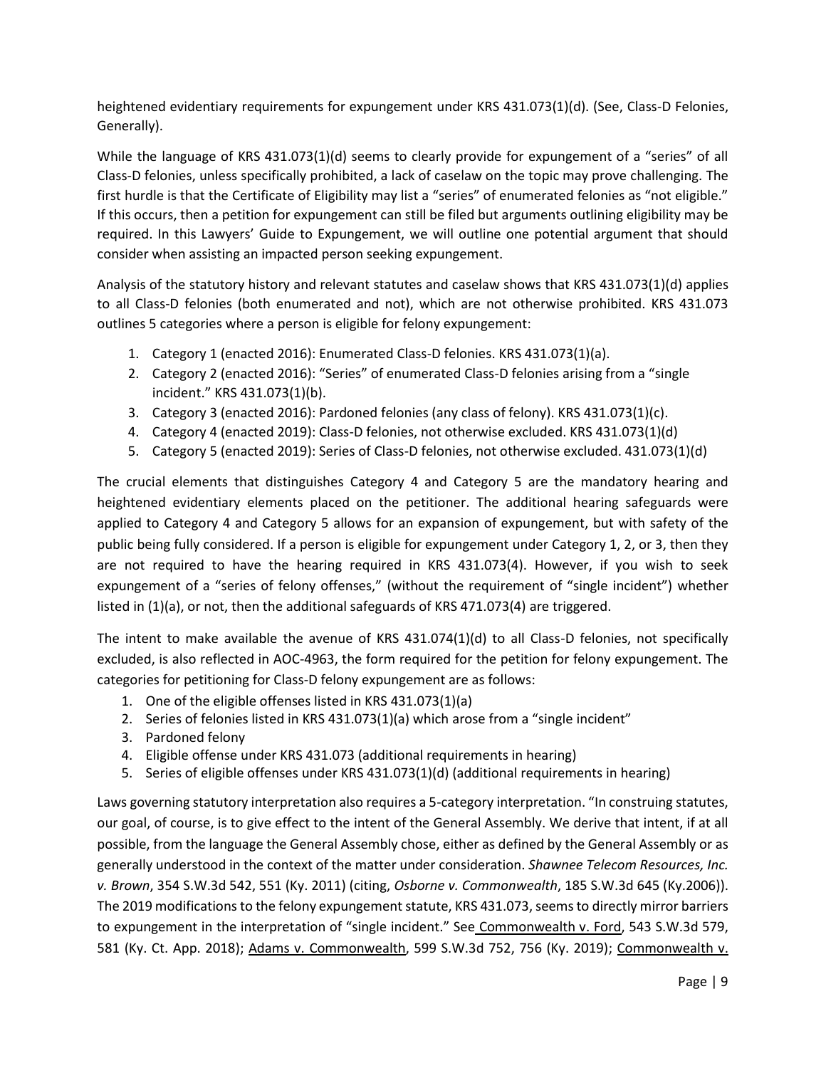heightened evidentiary requirements for expungement under KRS 431.073(1)(d). (See, Class-D Felonies, Generally).

While the language of KRS 431.073(1)(d) seems to clearly provide for expungement of a "series" of all Class-D felonies, unless specifically prohibited, a lack of caselaw on the topic may prove challenging. The first hurdle is that the Certificate of Eligibility may list a "series" of enumerated felonies as "not eligible." If this occurs, then a petition for expungement can still be filed but arguments outlining eligibility may be required. In this Lawyers' Guide to Expungement, we will outline one potential argument that should consider when assisting an impacted person seeking expungement.

Analysis of the statutory history and relevant statutes and caselaw shows that KRS 431.073(1)(d) applies to all Class-D felonies (both enumerated and not), which are not otherwise prohibited. KRS 431.073 outlines 5 categories where a person is eligible for felony expungement:

1. Category 1 (enacted 2016): Enumerated Class-D felonies. KRS 431.073(1)(a).
2. Category 2 (enacted 2016): "Series" of enumerated Class-D felonies arising from a "single incident." KRS 431.073(1)(b).
3. Category 3 (enacted 2016): Pardoned felonies (any class of felony). KRS 431.073(1)(c).
4. Category 4 (enacted 2019): Class-D felonies, not otherwise excluded. KRS 431.073(1)(d)
5. Category 5 (enacted 2019): Series of Class-D felonies, not otherwise excluded. 431.073(1)(d)

The crucial elements that distinguishes Category 4 and Category 5 are the mandatory hearing and heightened evidentiary elements placed on the petitioner. The additional hearing safeguards were applied to Category 4 and Category 5 allows for an expansion of expungement, but with safety of the public being fully considered. If a person is eligible for expungement under Category 1, 2, or 3, then they are not required to have the hearing required in KRS 431.073(4). However, if you wish to seek expungement of a "series of felony offenses," (without the requirement of "single incident") whether listed in (1)(a), or not, then the additional safeguards of KRS 471.073(4) are triggered.

The intent to make available the avenue of KRS 431.074(1)(d) to all Class-D felonies, not specifically excluded, is also reflected in AOC-4963, the form required for the petition for felony expungement. The categories for petitioning for Class-D felony expungement are as follows:

1. One of the eligible offenses listed in KRS 431.073(1)(a)
2. Series of felonies listed in KRS 431.073(1)(a) which arose from a "single incident"
3. Pardoned felony
4. Eligible offense under KRS 431.073 (additional requirements in hearing)
5. Series of eligible offenses under KRS 431.073(1)(d) (additional requirements in hearing)

Laws governing statutory interpretation also requires a 5-category interpretation. "In construing statutes, our goal, of course, is to give effect to the intent of the General Assembly. We derive that intent, if at all possible, from the language the General Assembly chose, either as defined by the General Assembly or as generally understood in the context of the matter under consideration. *Shawnee Telecom Resources, Inc. v. Brown*, 354 S.W.3d 542, 551 (Ky. 2011) (citing, *Osborne v. Commonwealth*, 185 S.W.3d 645 (Ky.2006)). The 2019 modifications to the felony expungement statute, KRS 431.073, seems to directly mirror barriers to expungement in the interpretation of "single incident." See Commonwealth v. Ford, 543 S.W.3d 579, 581 (Ky. Ct. App. 2018); Adams v. Commonwealth, 599 S.W.3d 752, 756 (Ky. 2019); Commonwealth v.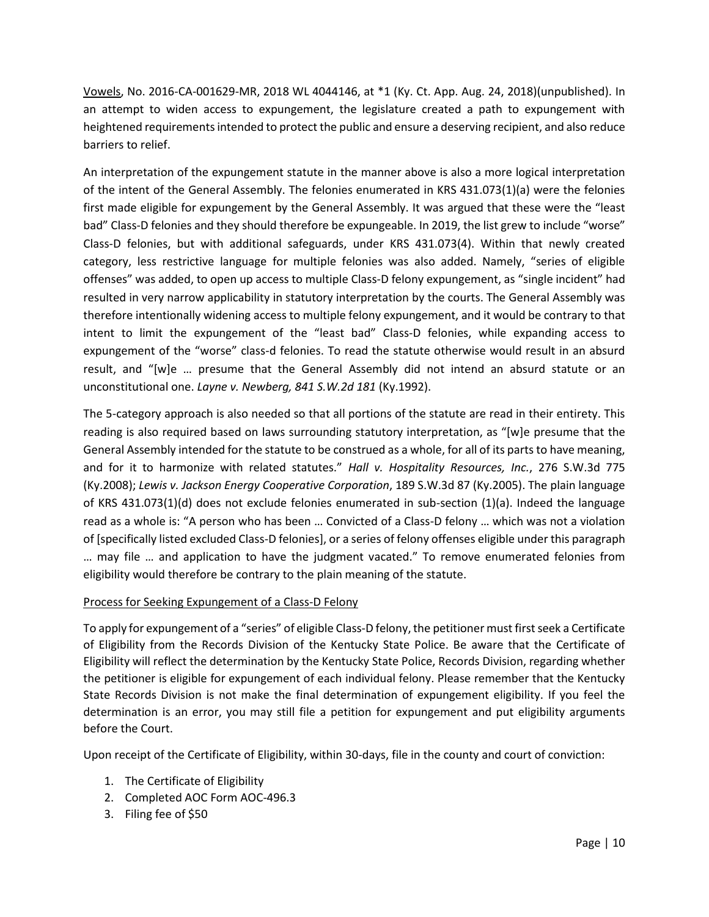Vowels, No. 2016-CA-001629-MR, 2018 WL 4044146, at *1 (Ky. Ct. App. Aug. 24, 2018)(unpublished). In an attempt to widen access to expungement, the legislature created a path to expungement with heightened requirements intended to protect the public and ensure a deserving recipient, and also reduce barriers to relief.

An interpretation of the expungement statute in the manner above is also a more logical interpretation of the intent of the General Assembly. The felonies enumerated in KRS 431.073(1)(a) were the felonies first made eligible for expungement by the General Assembly. It was argued that these were the "least bad" Class-D felonies and they should therefore be expungeable. In 2019, the list grew to include "worse" Class-D felonies, but with additional safeguards, under KRS 431.073(4). Within that newly created category, less restrictive language for multiple felonies was also added. Namely, "series of eligible offenses" was added, to open up access to multiple Class-D felony expungement, as "single incident" had resulted in very narrow applicability in statutory interpretation by the courts. The General Assembly was therefore intentionally widening access to multiple felony expungement, and it would be contrary to that intent to limit the expungement of the "least bad" Class-D felonies, while expanding access to expungement of the "worse" class-d felonies. To read the statute otherwise would result in an absurd result, and "[w]e … presume that the General Assembly did not intend an absurd statute or an unconstitutional one. *Layne v. Newberg, 841 S.W.2d 181* (Ky.1992).

The 5-category approach is also needed so that all portions of the statute are read in their entirety. This reading is also required based on laws surrounding statutory interpretation, as "[w]e presume that the General Assembly intended for the statute to be construed as a whole, for all of its parts to have meaning, and for it to harmonize with related statutes." *Hall v. Hospitality Resources, Inc.*, 276 S.W.3d 775 (Ky.2008); *Lewis v. Jackson Energy Cooperative Corporation*, 189 S.W.3d 87 (Ky.2005). The plain language of KRS 431.073(1)(d) does not exclude felonies enumerated in sub-section (1)(a). Indeed the language read as a whole is: "A person who has been … Convicted of a Class-D felony … which was not a violation of [specifically listed excluded Class-D felonies], or a series of felony offenses eligible under this paragraph … may file … and application to have the judgment vacated." To remove enumerated felonies from eligibility would therefore be contrary to the plain meaning of the statute.

Process for Seeking Expungement of a Class-D Felony

To apply for expungement of a "series" of eligible Class-D felony, the petitioner must first seek a Certificate of Eligibility from the Records Division of the Kentucky State Police. Be aware that the Certificate of Eligibility will reflect the determination by the Kentucky State Police, Records Division, regarding whether the petitioner is eligible for expungement of each individual felony. Please remember that the Kentucky State Records Division is not make the final determination of expungement eligibility. If you feel the determination is an error, you may still file a petition for expungement and put eligibility arguments before the Court.

Upon receipt of the Certificate of Eligibility, within 30-days, file in the county and court of conviction:

1. The Certificate of Eligibility
2. Completed AOC Form AOC-496.3
3. Filing fee of $50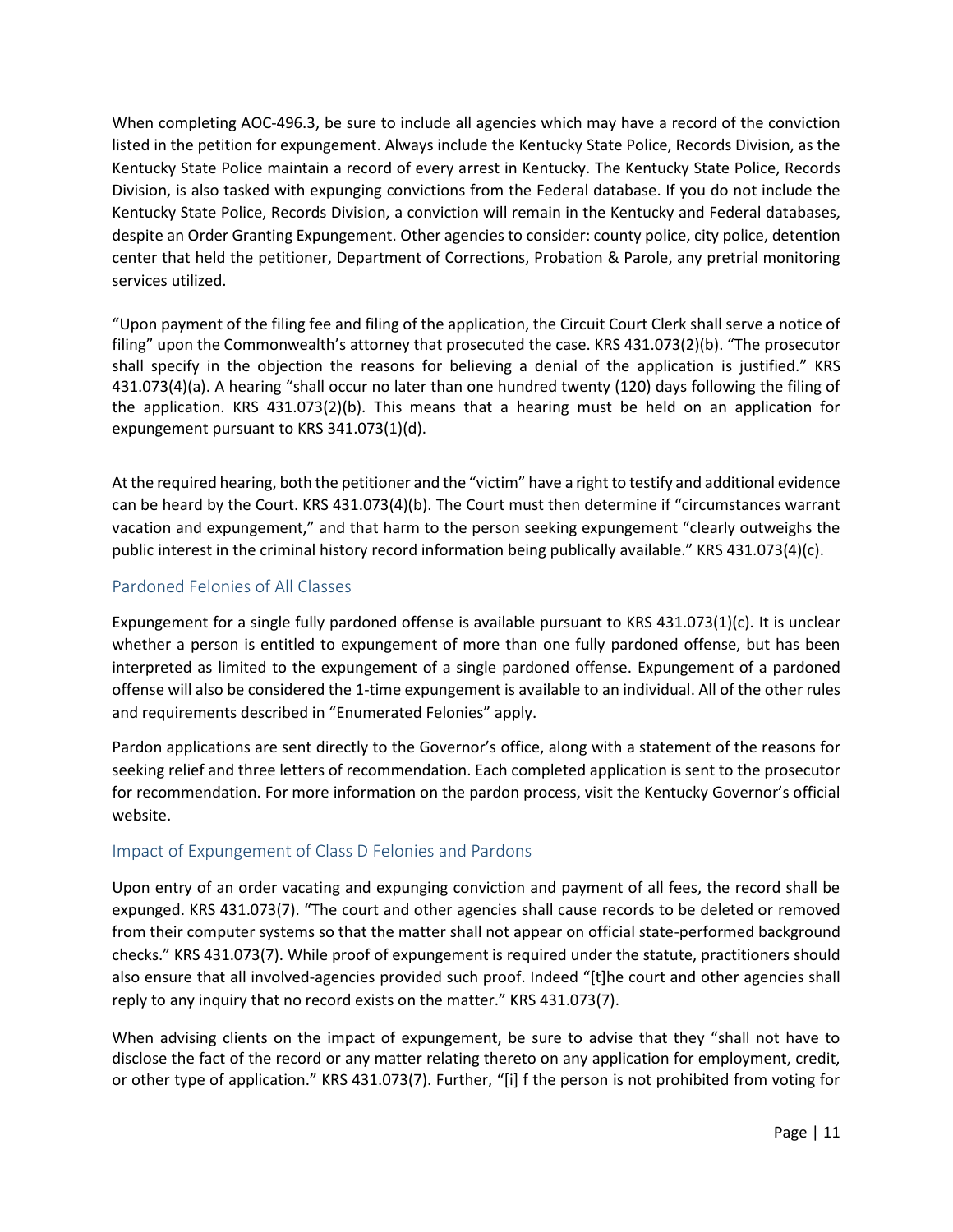When completing AOC-496.3, be sure to include all agencies which may have a record of the conviction listed in the petition for expungement. Always include the Kentucky State Police, Records Division, as the Kentucky State Police maintain a record of every arrest in Kentucky. The Kentucky State Police, Records Division, is also tasked with expunging convictions from the Federal database. If you do not include the Kentucky State Police, Records Division, a conviction will remain in the Kentucky and Federal databases, despite an Order Granting Expungement. Other agencies to consider: county police, city police, detention center that held the petitioner, Department of Corrections, Probation & Parole, any pretrial monitoring services utilized.

"Upon payment of the filing fee and filing of the application, the Circuit Court Clerk shall serve a notice of filing" upon the Commonwealth's attorney that prosecuted the case. KRS 431.073(2)(b). "The prosecutor shall specify in the objection the reasons for believing a denial of the application is justified." KRS 431.073(4)(a). A hearing "shall occur no later than one hundred twenty (120) days following the filing of the application. KRS 431.073(2)(b). This means that a hearing must be held on an application for expungement pursuant to KRS 341.073(1)(d).

At the required hearing, both the petitioner and the "victim" have a right to testify and additional evidence can be heard by the Court. KRS 431.073(4)(b). The Court must then determine if "circumstances warrant vacation and expungement," and that harm to the person seeking expungement "clearly outweighs the public interest in the criminal history record information being publically available." KRS 431.073(4)(c).

## Pardoned Felonies of All Classes

Expungement for a single fully pardoned offense is available pursuant to KRS 431.073(1)(c). It is unclear whether a person is entitled to expungement of more than one fully pardoned offense, but has been interpreted as limited to the expungement of a single pardoned offense. Expungement of a pardoned offense will also be considered the 1-time expungement is available to an individual. All of the other rules and requirements described in "Enumerated Felonies" apply.

Pardon applications are sent directly to the Governor's office, along with a statement of the reasons for seeking relief and three letters of recommendation. Each completed application is sent to the prosecutor for recommendation. For more information on the pardon process, visit the Kentucky Governor's official website.

## Impact of Expungement of Class D Felonies and Pardons

Upon entry of an order vacating and expunging conviction and payment of all fees, the record shall be expunged. KRS 431.073(7). "The court and other agencies shall cause records to be deleted or removed from their computer systems so that the matter shall not appear on official state-performed background checks." KRS 431.073(7). While proof of expungement is required under the statute, practitioners should also ensure that all involved-agencies provided such proof. Indeed "[t]he court and other agencies shall reply to any inquiry that no record exists on the matter." KRS 431.073(7).

When advising clients on the impact of expungement, be sure to advise that they "shall not have to disclose the fact of the record or any matter relating thereto on any application for employment, credit, or other type of application." KRS 431.073(7). Further, "[i] f the person is not prohibited from voting for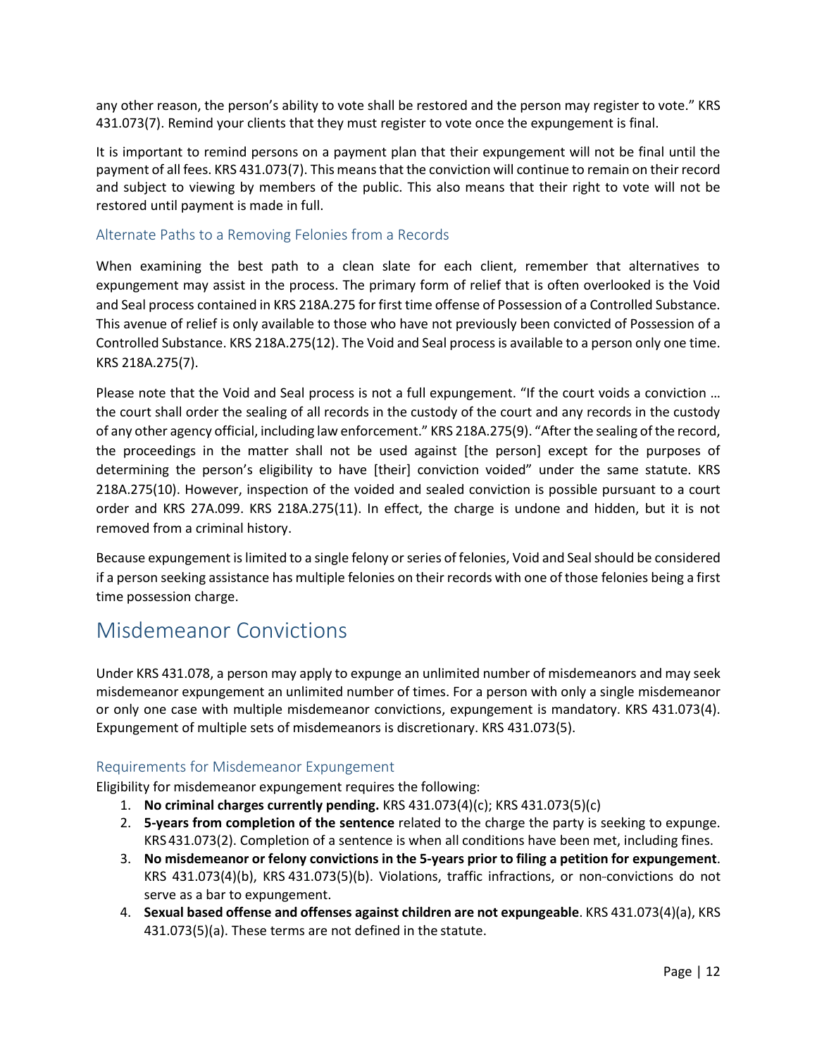any other reason, the person's ability to vote shall be restored and the person may register to vote." KRS 431.073(7). Remind your clients that they must register to vote once the expungement is final.

It is important to remind persons on a payment plan that their expungement will not be final until the payment of all fees. KRS 431.073(7). This means that the conviction will continue to remain on their record and subject to viewing by members of the public. This also means that their right to vote will not be restored until payment is made in full.

### Alternate Paths to a Removing Felonies from a Records

When examining the best path to a clean slate for each client, remember that alternatives to expungement may assist in the process. The primary form of relief that is often overlooked is the Void and Seal process contained in KRS 218A.275 for first time offense of Possession of a Controlled Substance. This avenue of relief is only available to those who have not previously been convicted of Possession of a Controlled Substance. KRS 218A.275(12). The Void and Seal process is available to a person only one time. KRS 218A.275(7).

Please note that the Void and Seal process is not a full expungement. "If the court voids a conviction … the court shall order the sealing of all records in the custody of the court and any records in the custody of any other agency official, including law enforcement." KRS 218A.275(9). "After the sealing of the record, the proceedings in the matter shall not be used against [the person] except for the purposes of determining the person's eligibility to have [their] conviction voided" under the same statute. KRS 218A.275(10). However, inspection of the voided and sealed conviction is possible pursuant to a court order and KRS 27A.099. KRS 218A.275(11). In effect, the charge is undone and hidden, but it is not removed from a criminal history.

Because expungement is limited to a single felony or series of felonies, Void and Seal should be considered if a person seeking assistance has multiple felonies on their records with one of those felonies being a first time possession charge.

## Misdemeanor Convictions

Under KRS 431.078, a person may apply to expunge an unlimited number of misdemeanors and may seek misdemeanor expungement an unlimited number of times. For a person with only a single misdemeanor or only one case with multiple misdemeanor convictions, expungement is mandatory. KRS 431.073(4). Expungement of multiple sets of misdemeanors is discretionary. KRS 431.073(5).

### Requirements for Misdemeanor Expungement

Eligibility for misdemeanor expungement requires the following:

1. **No criminal charges currently pending.** KRS 431.073(4)(c); KRS 431.073(5)(c)
2. **5-years from completion of the sentence** related to the charge the party is seeking to expunge. KRS 431.073(2). Completion of a sentence is when all conditions have been met, including fines.
3. **No misdemeanor or felony convictions in the 5-years prior to filing a petition for expungement**. KRS 431.073(4)(b), KRS 431.073(5)(b). Violations, traffic infractions, or non-convictions do not serve as a bar to expungement.
4. **Sexual based offense and offenses against children are not expungeable**. KRS 431.073(4)(a), KRS 431.073(5)(a). These terms are not defined in the statute.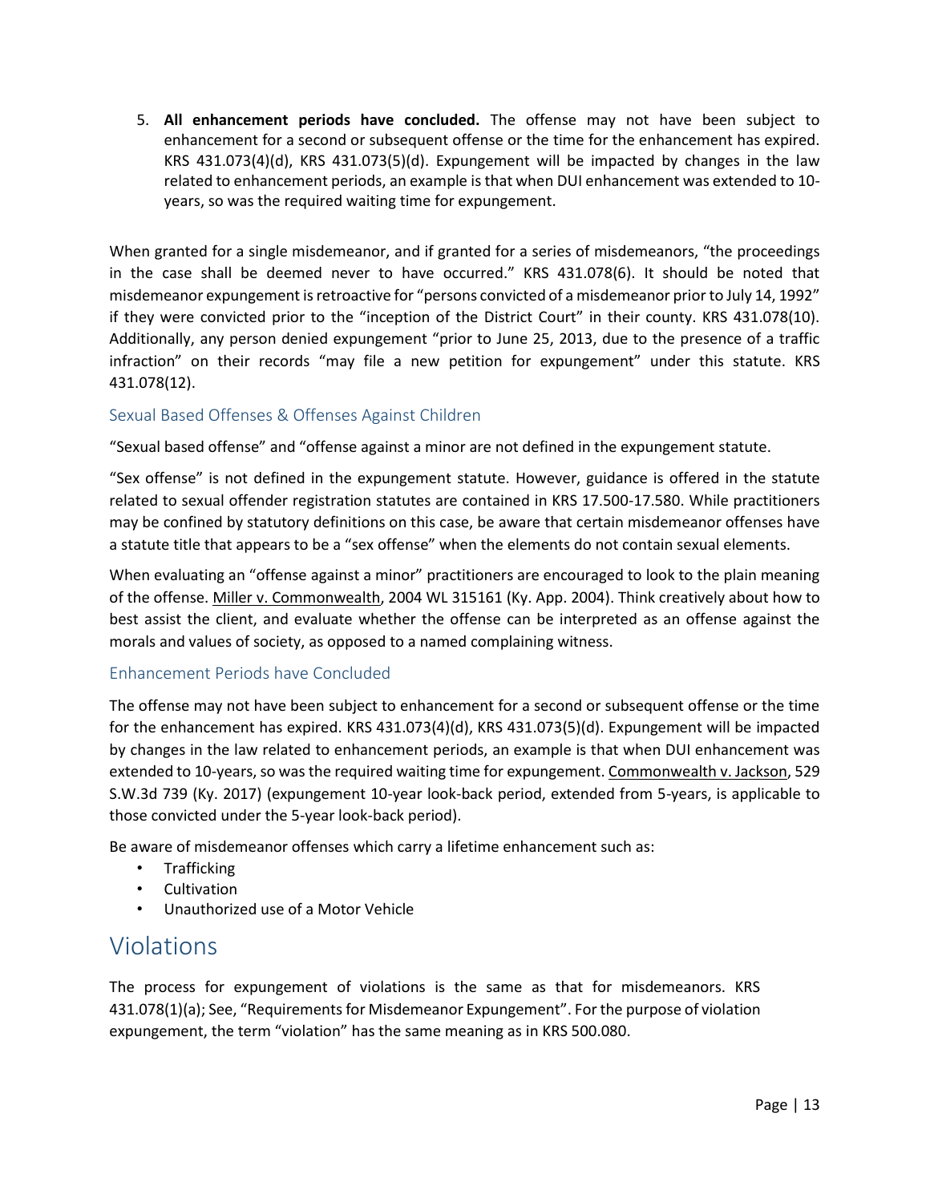5. **All enhancement periods have concluded.** The offense may not have been subject to enhancement for a second or subsequent offense or the time for the enhancement has expired. KRS 431.073(4)(d), KRS 431.073(5)(d). Expungement will be impacted by changes in the law related to enhancement periods, an example is that when DUI enhancement was extended to 10-years, so was the required waiting time for expungement.

When granted for a single misdemeanor, and if granted for a series of misdemeanors, "the proceedings in the case shall be deemed never to have occurred." KRS 431.078(6). It should be noted that misdemeanor expungement is retroactive for "persons convicted of a misdemeanor prior to July 14, 1992" if they were convicted prior to the "inception of the District Court" in their county. KRS 431.078(10). Additionally, any person denied expungement "prior to June 25, 2013, due to the presence of a traffic infraction" on their records "may file a new petition for expungement" under this statute. KRS 431.078(12).

### Sexual Based Offenses & Offenses Against Children

"Sexual based offense" and "offense against a minor are not defined in the expungement statute.

"Sex offense" is not defined in the expungement statute. However, guidance is offered in the statute related to sexual offender registration statutes are contained in KRS 17.500-17.580. While practitioners may be confined by statutory definitions on this case, be aware that certain misdemeanor offenses have a statute title that appears to be a "sex offense" when the elements do not contain sexual elements.

When evaluating an "offense against a minor" practitioners are encouraged to look to the plain meaning of the offense. Miller v. Commonwealth, 2004 WL 315161 (Ky. App. 2004). Think creatively about how to best assist the client, and evaluate whether the offense can be interpreted as an offense against the morals and values of society, as opposed to a named complaining witness.

### Enhancement Periods have Concluded

The offense may not have been subject to enhancement for a second or subsequent offense or the time for the enhancement has expired. KRS 431.073(4)(d), KRS 431.073(5)(d). Expungement will be impacted by changes in the law related to enhancement periods, an example is that when DUI enhancement was extended to 10-years, so was the required waiting time for expungement. Commonwealth v. Jackson, 529 S.W.3d 739 (Ky. 2017) (expungement 10-year look-back period, extended from 5-years, is applicable to those convicted under the 5-year look-back period).

Be aware of misdemeanor offenses which carry a lifetime enhancement such as:

- Trafficking
- Cultivation
- Unauthorized use of a Motor Vehicle

## Violations

The process for expungement of violations is the same as that for misdemeanors. KRS 431.078(1)(a); See, "Requirements for Misdemeanor Expungement". For the purpose of violation expungement, the term "violation" has the same meaning as in KRS 500.080.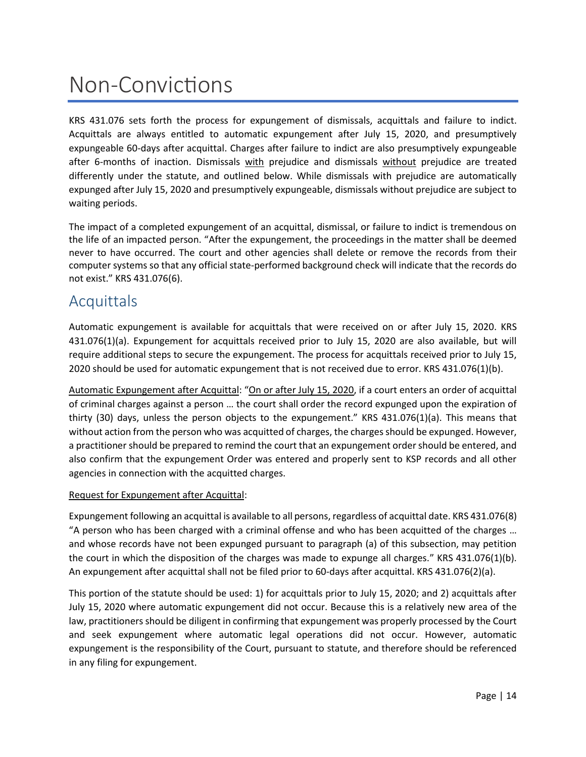# Non-Convictions

KRS 431.076 sets forth the process for expungement of dismissals, acquittals and failure to indict. Acquittals are always entitled to automatic expungement after July 15, 2020, and presumptively expungeable 60-days after acquittal. Charges after failure to indict are also presumptively expungeable after 6-months of inaction. Dismissals <u>with</u> prejudice and dismissals <u>without</u> prejudice are treated differently under the statute, and outlined below. While dismissals with prejudice are automatically expunged after July 15, 2020 and presumptively expungeable, dismissals without prejudice are subject to waiting periods.

The impact of a completed expungement of an acquittal, dismissal, or failure to indict is tremendous on the life of an impacted person. "After the expungement, the proceedings in the matter shall be deemed never to have occurred. The court and other agencies shall delete or remove the records from their computer systems so that any official state-performed background check will indicate that the records do not exist." KRS 431.076(6).

## Acquittals

Automatic expungement is available for acquittals that were received on or after July 15, 2020. KRS 431.076(1)(a). Expungement for acquittals received prior to July 15, 2020 are also available, but will require additional steps to secure the expungement. The process for acquittals received prior to July 15, 2020 should be used for automatic expungement that is not received due to error. KRS 431.076(1)(b).

<u>Automatic Expungement after Acquittal</u>: "<u>On or after July 15, 2020</u>, if a court enters an order of acquittal of criminal charges against a person … the court shall order the record expunged upon the expiration of thirty (30) days, unless the person objects to the expungement." KRS 431.076(1)(a). This means that without action from the person who was acquitted of charges, the charges should be expunged. However, a practitioner should be prepared to remind the court that an expungement order should be entered, and also confirm that the expungement Order was entered and properly sent to KSP records and all other agencies in connection with the acquitted charges.

<u>Request for Expungement after Acquittal</u>:

Expungement following an acquittal is available to all persons, regardless of acquittal date. KRS 431.076(8) "A person who has been charged with a criminal offense and who has been acquitted of the charges … and whose records have not been expunged pursuant to paragraph (a) of this subsection, may petition the court in which the disposition of the charges was made to expunge all charges." KRS 431.076(1)(b). An expungement after acquittal shall not be filed prior to 60-days after acquittal. KRS 431.076(2)(a).

This portion of the statute should be used: 1) for acquittals prior to July 15, 2020; and 2) acquittals after July 15, 2020 where automatic expungement did not occur. Because this is a relatively new area of the law, practitioners should be diligent in confirming that expungement was properly processed by the Court and seek expungement where automatic legal operations did not occur. However, automatic expungement is the responsibility of the Court, pursuant to statute, and therefore should be referenced in any filing for expungement.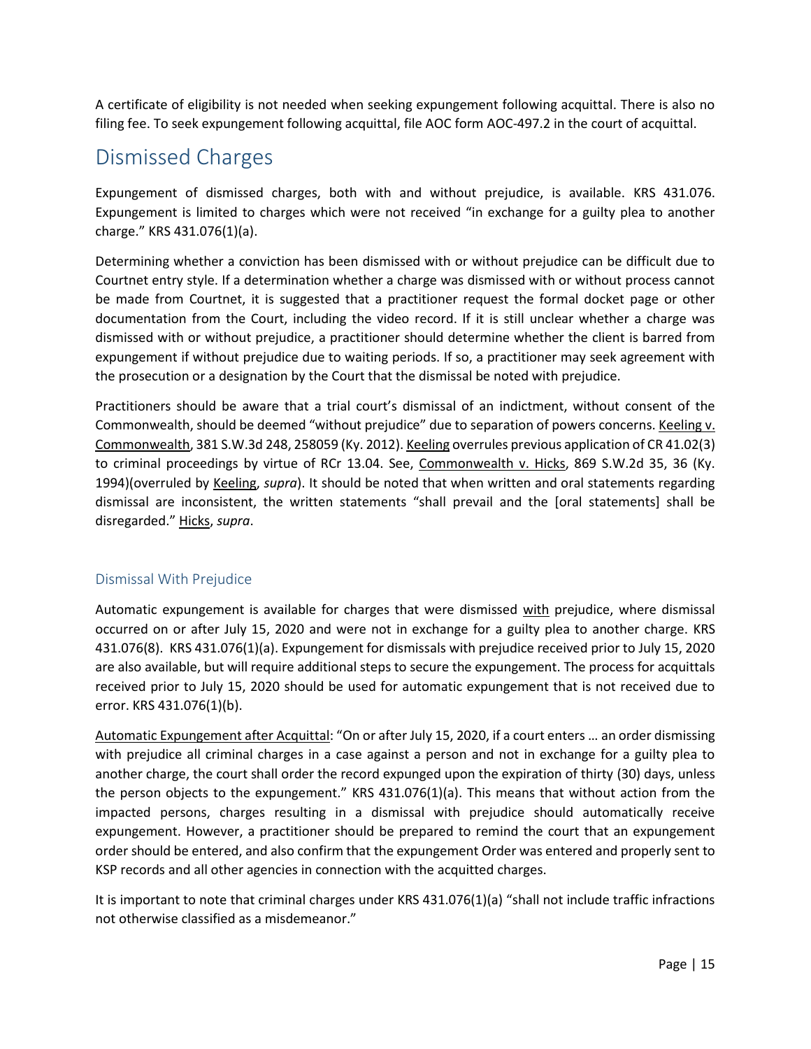A certificate of eligibility is not needed when seeking expungement following acquittal. There is also no filing fee. To seek expungement following acquittal, file AOC form AOC-497.2 in the court of acquittal.

## Dismissed Charges

Expungement of dismissed charges, both with and without prejudice, is available. KRS 431.076. Expungement is limited to charges which were not received "in exchange for a guilty plea to another charge." KRS 431.076(1)(a).

Determining whether a conviction has been dismissed with or without prejudice can be difficult due to Courtnet entry style. If a determination whether a charge was dismissed with or without process cannot be made from Courtnet, it is suggested that a practitioner request the formal docket page or other documentation from the Court, including the video record. If it is still unclear whether a charge was dismissed with or without prejudice, a practitioner should determine whether the client is barred from expungement if without prejudice due to waiting periods. If so, a practitioner may seek agreement with the prosecution or a designation by the Court that the dismissal be noted with prejudice.

Practitioners should be aware that a trial court's dismissal of an indictment, without consent of the Commonwealth, should be deemed "without prejudice" due to separation of powers concerns. Keeling v. Commonwealth, 381 S.W.3d 248, 258059 (Ky. 2012). Keeling overrules previous application of CR 41.02(3) to criminal proceedings by virtue of RCr 13.04. See, Commonwealth v. Hicks, 869 S.W.2d 35, 36 (Ky. 1994)(overruled by Keeling, *supra*). It should be noted that when written and oral statements regarding dismissal are inconsistent, the written statements "shall prevail and the [oral statements] shall be disregarded." Hicks, *supra*.

### Dismissal With Prejudice

Automatic expungement is available for charges that were dismissed with prejudice, where dismissal occurred on or after July 15, 2020 and were not in exchange for a guilty plea to another charge. KRS 431.076(8). KRS 431.076(1)(a). Expungement for dismissals with prejudice received prior to July 15, 2020 are also available, but will require additional steps to secure the expungement. The process for acquittals received prior to July 15, 2020 should be used for automatic expungement that is not received due to error. KRS 431.076(1)(b).

Automatic Expungement after Acquittal: "On or after July 15, 2020, if a court enters … an order dismissing with prejudice all criminal charges in a case against a person and not in exchange for a guilty plea to another charge, the court shall order the record expunged upon the expiration of thirty (30) days, unless the person objects to the expungement." KRS 431.076(1)(a). This means that without action from the impacted persons, charges resulting in a dismissal with prejudice should automatically receive expungement. However, a practitioner should be prepared to remind the court that an expungement order should be entered, and also confirm that the expungement Order was entered and properly sent to KSP records and all other agencies in connection with the acquitted charges.

It is important to note that criminal charges under KRS 431.076(1)(a) "shall not include traffic infractions not otherwise classified as a misdemeanor."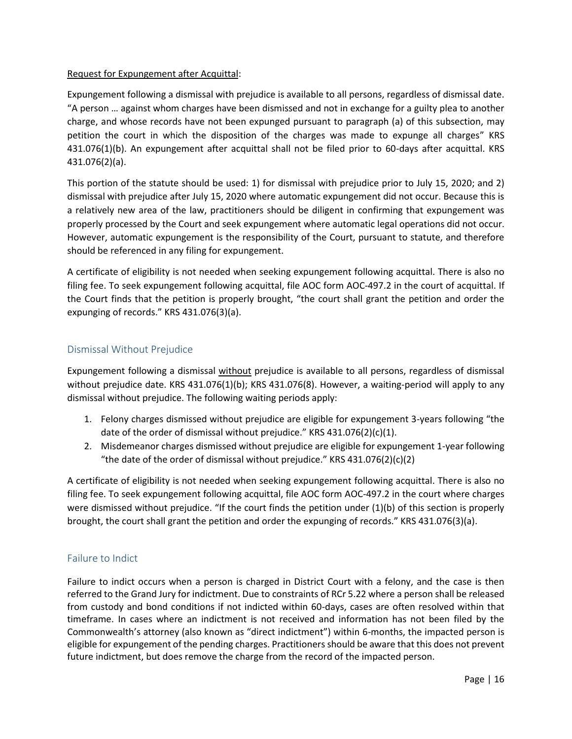<u>Request for Expungement after Acquittal</u>:

Expungement following a dismissal with prejudice is available to all persons, regardless of dismissal date. "A person … against whom charges have been dismissed and not in exchange for a guilty plea to another charge, and whose records have not been expunged pursuant to paragraph (a) of this subsection, may petition the court in which the disposition of the charges was made to expunge all charges" KRS 431.076(1)(b). An expungement after acquittal shall not be filed prior to 60-days after acquittal. KRS 431.076(2)(a).

This portion of the statute should be used: 1) for dismissal with prejudice prior to July 15, 2020; and 2) dismissal with prejudice after July 15, 2020 where automatic expungement did not occur. Because this is a relatively new area of the law, practitioners should be diligent in confirming that expungement was properly processed by the Court and seek expungement where automatic legal operations did not occur. However, automatic expungement is the responsibility of the Court, pursuant to statute, and therefore should be referenced in any filing for expungement.

A certificate of eligibility is not needed when seeking expungement following acquittal. There is also no filing fee. To seek expungement following acquittal, file AOC form AOC-497.2 in the court of acquittal. If the Court finds that the petition is properly brought, "the court shall grant the petition and order the expunging of records." KRS 431.076(3)(a).

## Dismissal Without Prejudice

Expungement following a dismissal <u>without</u> prejudice is available to all persons, regardless of dismissal without prejudice date. KRS 431.076(1)(b); KRS 431.076(8). However, a waiting-period will apply to any dismissal without prejudice. The following waiting periods apply:

1. Felony charges dismissed without prejudice are eligible for expungement 3-years following "the date of the order of dismissal without prejudice." KRS 431.076(2)(c)(1).
2. Misdemeanor charges dismissed without prejudice are eligible for expungement 1-year following "the date of the order of dismissal without prejudice." KRS 431.076(2)(c)(2)

A certificate of eligibility is not needed when seeking expungement following acquittal. There is also no filing fee. To seek expungement following acquittal, file AOC form AOC-497.2 in the court where charges were dismissed without prejudice. "If the court finds the petition under (1)(b) of this section is properly brought, the court shall grant the petition and order the expunging of records." KRS 431.076(3)(a).

## Failure to Indict

Failure to indict occurs when a person is charged in District Court with a felony, and the case is then referred to the Grand Jury for indictment. Due to constraints of RCr 5.22 where a person shall be released from custody and bond conditions if not indicted within 60-days, cases are often resolved within that timeframe. In cases where an indictment is not received and information has not been filed by the Commonwealth's attorney (also known as "direct indictment") within 6-months, the impacted person is eligible for expungement of the pending charges. Practitioners should be aware that this does not prevent future indictment, but does remove the charge from the record of the impacted person.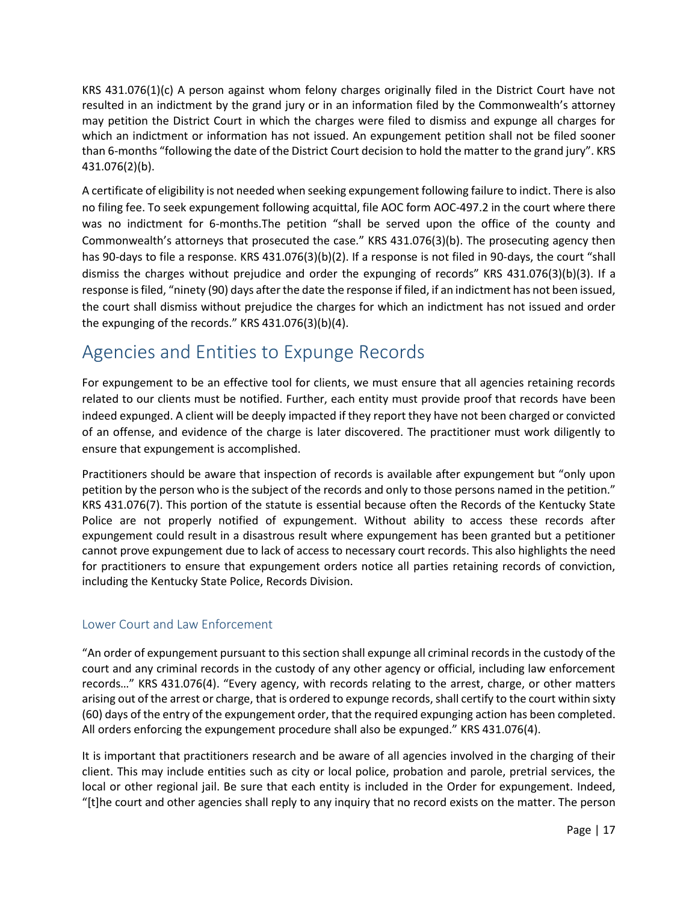KRS 431.076(1)(c) A person against whom felony charges originally filed in the District Court have not resulted in an indictment by the grand jury or in an information filed by the Commonwealth's attorney may petition the District Court in which the charges were filed to dismiss and expunge all charges for which an indictment or information has not issued. An expungement petition shall not be filed sooner than 6-months "following the date of the District Court decision to hold the matter to the grand jury". KRS 431.076(2)(b).

A certificate of eligibility is not needed when seeking expungement following failure to indict. There is also no filing fee. To seek expungement following acquittal, file AOC form AOC-497.2 in the court where there was no indictment for 6-months.The petition "shall be served upon the office of the county and Commonwealth's attorneys that prosecuted the case." KRS 431.076(3)(b). The prosecuting agency then has 90-days to file a response. KRS 431.076(3)(b)(2). If a response is not filed in 90-days, the court "shall dismiss the charges without prejudice and order the expunging of records" KRS 431.076(3)(b)(3). If a response is filed, "ninety (90) days after the date the response if filed, if an indictment has not been issued, the court shall dismiss without prejudice the charges for which an indictment has not issued and order the expunging of the records." KRS 431.076(3)(b)(4).

# Agencies and Entities to Expunge Records

For expungement to be an effective tool for clients, we must ensure that all agencies retaining records related to our clients must be notified. Further, each entity must provide proof that records have been indeed expunged. A client will be deeply impacted if they report they have not been charged or convicted of an offense, and evidence of the charge is later discovered. The practitioner must work diligently to ensure that expungement is accomplished.

Practitioners should be aware that inspection of records is available after expungement but "only upon petition by the person who is the subject of the records and only to those persons named in the petition." KRS 431.076(7). This portion of the statute is essential because often the Records of the Kentucky State Police are not properly notified of expungement. Without ability to access these records after expungement could result in a disastrous result where expungement has been granted but a petitioner cannot prove expungement due to lack of access to necessary court records. This also highlights the need for practitioners to ensure that expungement orders notice all parties retaining records of conviction, including the Kentucky State Police, Records Division.

## Lower Court and Law Enforcement

"An order of expungement pursuant to this section shall expunge all criminal records in the custody of the court and any criminal records in the custody of any other agency or official, including law enforcement records…" KRS 431.076(4). "Every agency, with records relating to the arrest, charge, or other matters arising out of the arrest or charge, that is ordered to expunge records, shall certify to the court within sixty (60) days of the entry of the expungement order, that the required expunging action has been completed. All orders enforcing the expungement procedure shall also be expunged." KRS 431.076(4).

It is important that practitioners research and be aware of all agencies involved in the charging of their client. This may include entities such as city or local police, probation and parole, pretrial services, the local or other regional jail. Be sure that each entity is included in the Order for expungement. Indeed, "[t]he court and other agencies shall reply to any inquiry that no record exists on the matter. The person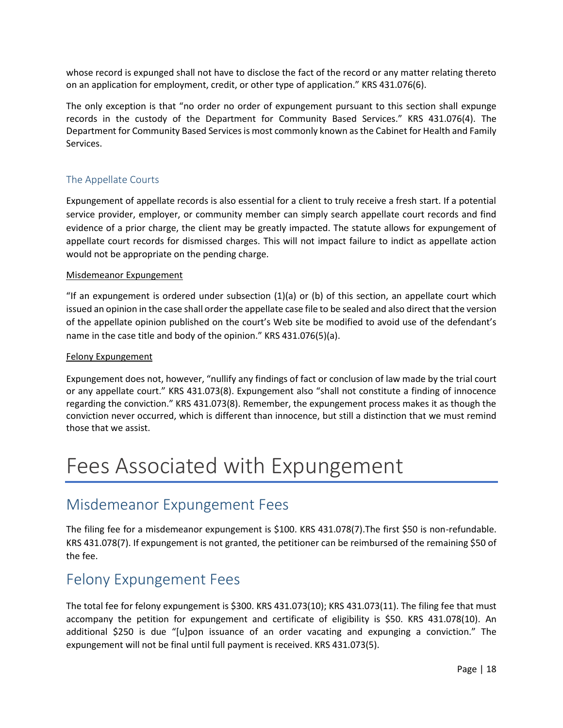whose record is expunged shall not have to disclose the fact of the record or any matter relating thereto on an application for employment, credit, or other type of application." KRS 431.076(6).

The only exception is that "no order no order of expungement pursuant to this section shall expunge records in the custody of the Department for Community Based Services." KRS 431.076(4). The Department for Community Based Services is most commonly known as the Cabinet for Health and Family Services.

### The Appellate Courts

Expungement of appellate records is also essential for a client to truly receive a fresh start. If a potential service provider, employer, or community member can simply search appellate court records and find evidence of a prior charge, the client may be greatly impacted. The statute allows for expungement of appellate court records for dismissed charges. This will not impact failure to indict as appellate action would not be appropriate on the pending charge.

#### Misdemeanor Expungement

"If an expungement is ordered under subsection (1)(a) or (b) of this section, an appellate court which issued an opinion in the case shall order the appellate case file to be sealed and also direct that the version of the appellate opinion published on the court's Web site be modified to avoid use of the defendant's name in the case title and body of the opinion." KRS 431.076(5)(a).

#### Felony Expungement

Expungement does not, however, "nullify any findings of fact or conclusion of law made by the trial court or any appellate court." KRS 431.073(8). Expungement also "shall not constitute a finding of innocence regarding the conviction." KRS 431.073(8). Remember, the expungement process makes it as though the conviction never occurred, which is different than innocence, but still a distinction that we must remind those that we assist.

# Fees Associated with Expungement

## Misdemeanor Expungement Fees

The filing fee for a misdemeanor expungement is $100. KRS 431.078(7).The first $50 is non-refundable. KRS 431.078(7). If expungement is not granted, the petitioner can be reimbursed of the remaining $50 of the fee.

## Felony Expungement Fees

The total fee for felony expungement is $300. KRS 431.073(10); KRS 431.073(11). The filing fee that must accompany the petition for expungement and certificate of eligibility is $50. KRS 431.078(10). An additional $250 is due "[u]pon issuance of an order vacating and expunging a conviction." The expungement will not be final until full payment is received. KRS 431.073(5).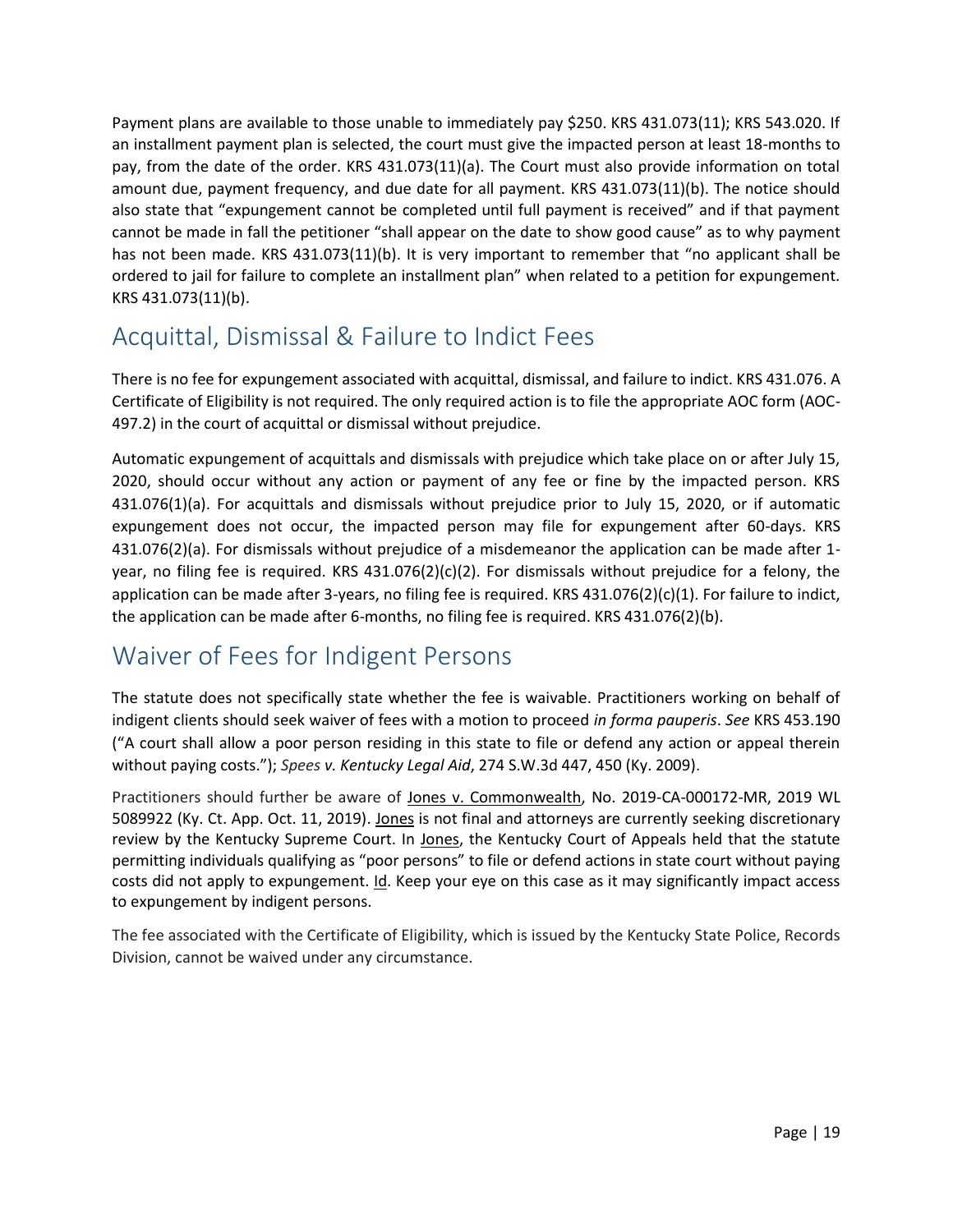Payment plans are available to those unable to immediately pay $250. KRS 431.073(11); KRS 543.020. If an installment payment plan is selected, the court must give the impacted person at least 18-months to pay, from the date of the order. KRS 431.073(11)(a). The Court must also provide information on total amount due, payment frequency, and due date for all payment. KRS 431.073(11)(b). The notice should also state that "expungement cannot be completed until full payment is received" and if that payment cannot be made in fall the petitioner "shall appear on the date to show good cause" as to why payment has not been made. KRS 431.073(11)(b). It is very important to remember that "no applicant shall be ordered to jail for failure to complete an installment plan" when related to a petition for expungement. KRS 431.073(11)(b).

## Acquittal, Dismissal & Failure to Indict Fees

There is no fee for expungement associated with acquittal, dismissal, and failure to indict. KRS 431.076. A Certificate of Eligibility is not required. The only required action is to file the appropriate AOC form (AOC-497.2) in the court of acquittal or dismissal without prejudice.

Automatic expungement of acquittals and dismissals with prejudice which take place on or after July 15, 2020, should occur without any action or payment of any fee or fine by the impacted person. KRS 431.076(1)(a). For acquittals and dismissals without prejudice prior to July 15, 2020, or if automatic expungement does not occur, the impacted person may file for expungement after 60-days. KRS 431.076(2)(a). For dismissals without prejudice of a misdemeanor the application can be made after 1-year, no filing fee is required. KRS 431.076(2)(c)(2). For dismissals without prejudice for a felony, the application can be made after 3-years, no filing fee is required. KRS 431.076(2)(c)(1). For failure to indict, the application can be made after 6-months, no filing fee is required. KRS 431.076(2)(b).

## Waiver of Fees for Indigent Persons

The statute does not specifically state whether the fee is waivable. Practitioners working on behalf of indigent clients should seek waiver of fees with a motion to proceed *in forma pauperis*. *See* KRS 453.190 ("A court shall allow a poor person residing in this state to file or defend any action or appeal therein without paying costs."); *Spees v. Kentucky Legal Aid*, 274 S.W.3d 447, 450 (Ky. 2009).

Practitioners should further be aware of Jones v. Commonwealth, No. 2019-CA-000172-MR, 2019 WL 5089922 (Ky. Ct. App. Oct. 11, 2019). Jones is not final and attorneys are currently seeking discretionary review by the Kentucky Supreme Court. In Jones, the Kentucky Court of Appeals held that the statute permitting individuals qualifying as "poor persons" to file or defend actions in state court without paying costs did not apply to expungement. Id. Keep your eye on this case as it may significantly impact access to expungement by indigent persons.

The fee associated with the Certificate of Eligibility, which is issued by the Kentucky State Police, Records Division, cannot be waived under any circumstance.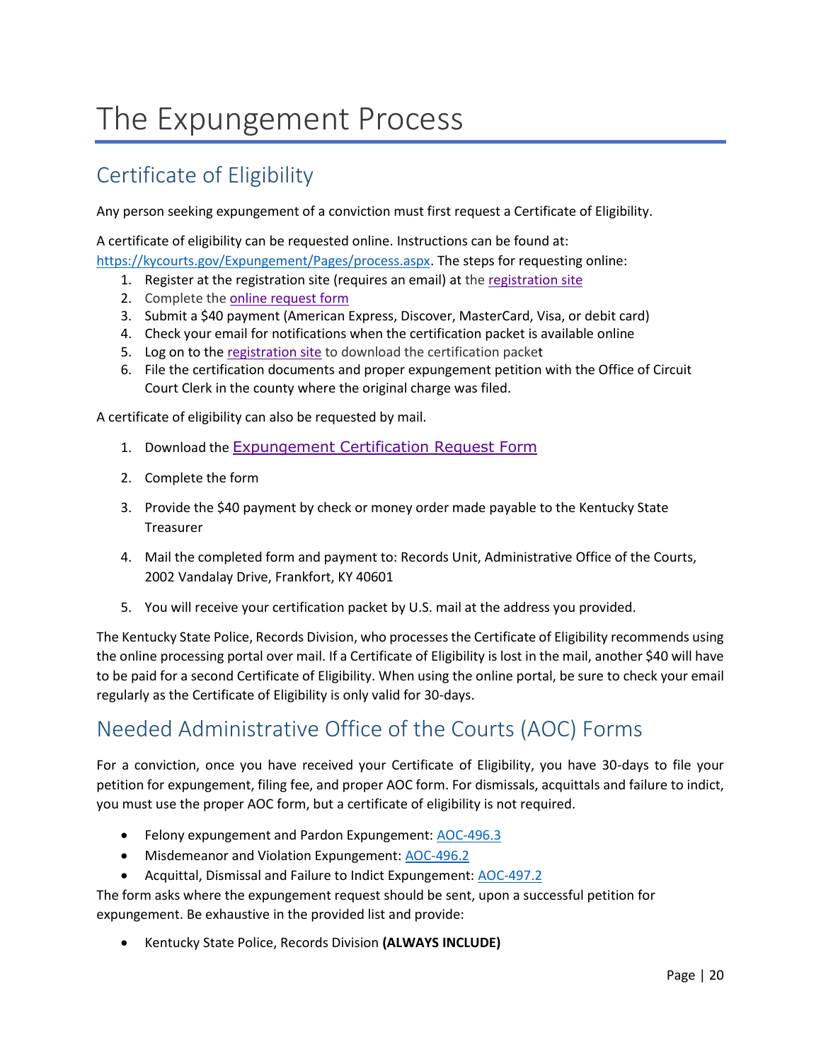# The Expungement Process

## Certificate of Eligibility

Any person seeking expungement of a conviction must first request a Certificate of Eligibility.

A certificate of eligibility can be requested online. Instructions can be found at: https://kycourts.gov/Expungement/Pages/process.aspx. The steps for requesting online:

1. Register at the registration site (requires an email) at the registration site
2. Complete the online request form
3. Submit a $40 payment (American Express, Discover, MasterCard, Visa, or debit card)
4. Check your email for notifications when the certification packet is available online
5. Log on to the registration site to download the certification packet
6. File the certification documents and proper expungement petition with the Office of Circuit Court Clerk in the county where the original charge was filed.

A certificate of eligibility can also be requested by mail.

1. Download the Expungement Certification Request Form
2. Complete the form
3. Provide the $40 payment by check or money order made payable to the Kentucky State Treasurer
4. Mail the completed form and payment to: Records Unit, Administrative Office of the Courts, 2002 Vandalay Drive, Frankfort, KY 40601
5. You will receive your certification packet by U.S. mail at the address you provided.

The Kentucky State Police, Records Division, who processes the Certificate of Eligibility recommends using the online processing portal over mail. If a Certificate of Eligibility is lost in the mail, another $40 will have to be paid for a second Certificate of Eligibility. When using the online portal, be sure to check your email regularly as the Certificate of Eligibility is only valid for 30-days.

## Needed Administrative Office of the Courts (AOC) Forms

For a conviction, once you have received your Certificate of Eligibility, you have 30-days to file your petition for expungement, filing fee, and proper AOC form. For dismissals, acquittals and failure to indict, you must use the proper AOC form, but a certificate of eligibility is not required.

- Felony expungement and Pardon Expungement: AOC-496.3
- Misdemeanor and Violation Expungement: AOC-496.2
- Acquittal, Dismissal and Failure to Indict Expungement: AOC-497.2

The form asks where the expungement request should be sent, upon a successful petition for expungement. Be exhaustive in the provided list and provide:

- Kentucky State Police, Records Division **(ALWAYS INCLUDE)**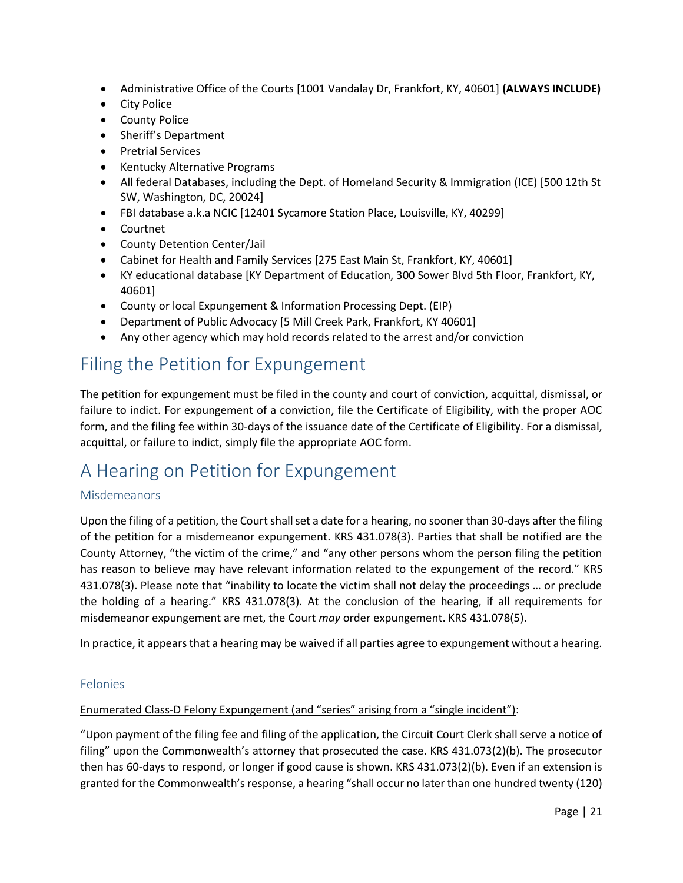- Administrative Office of the Courts [1001 Vandalay Dr, Frankfort, KY, 40601] **(ALWAYS INCLUDE)**
- City Police
- County Police
- Sheriff's Department
- Pretrial Services
- Kentucky Alternative Programs
- All federal Databases, including the Dept. of Homeland Security & Immigration (ICE) [500 12th St SW, Washington, DC, 20024]
- FBI database a.k.a NCIC [12401 Sycamore Station Place, Louisville, KY, 40299]
- Courtnet
- County Detention Center/Jail
- Cabinet for Health and Family Services [275 East Main St, Frankfort, KY, 40601]
- KY educational database [KY Department of Education, 300 Sower Blvd 5th Floor, Frankfort, KY, 40601]
- County or local Expungement & Information Processing Dept. (EIP)
- Department of Public Advocacy [5 Mill Creek Park, Frankfort, KY 40601]
- Any other agency which may hold records related to the arrest and/or conviction

# Filing the Petition for Expungement

The petition for expungement must be filed in the county and court of conviction, acquittal, dismissal, or failure to indict. For expungement of a conviction, file the Certificate of Eligibility, with the proper AOC form, and the filing fee within 30-days of the issuance date of the Certificate of Eligibility. For a dismissal, acquittal, or failure to indict, simply file the appropriate AOC form.

# A Hearing on Petition for Expungement

## Misdemeanors

Upon the filing of a petition, the Court shall set a date for a hearing, no sooner than 30-days after the filing of the petition for a misdemeanor expungement. KRS 431.078(3). Parties that shall be notified are the County Attorney, "the victim of the crime," and "any other persons whom the person filing the petition has reason to believe may have relevant information related to the expungement of the record." KRS 431.078(3). Please note that "inability to locate the victim shall not delay the proceedings … or preclude the holding of a hearing." KRS 431.078(3). At the conclusion of the hearing, if all requirements for misdemeanor expungement are met, the Court *may* order expungement. KRS 431.078(5).

In practice, it appears that a hearing may be waived if all parties agree to expungement without a hearing.

## Felonies

<u>Enumerated Class-D Felony Expungement (and "series" arising from a "single incident")</u>:

"Upon payment of the filing fee and filing of the application, the Circuit Court Clerk shall serve a notice of filing" upon the Commonwealth's attorney that prosecuted the case. KRS 431.073(2)(b). The prosecutor then has 60-days to respond, or longer if good cause is shown. KRS 431.073(2)(b). Even if an extension is granted for the Commonwealth's response, a hearing "shall occur no later than one hundred twenty (120)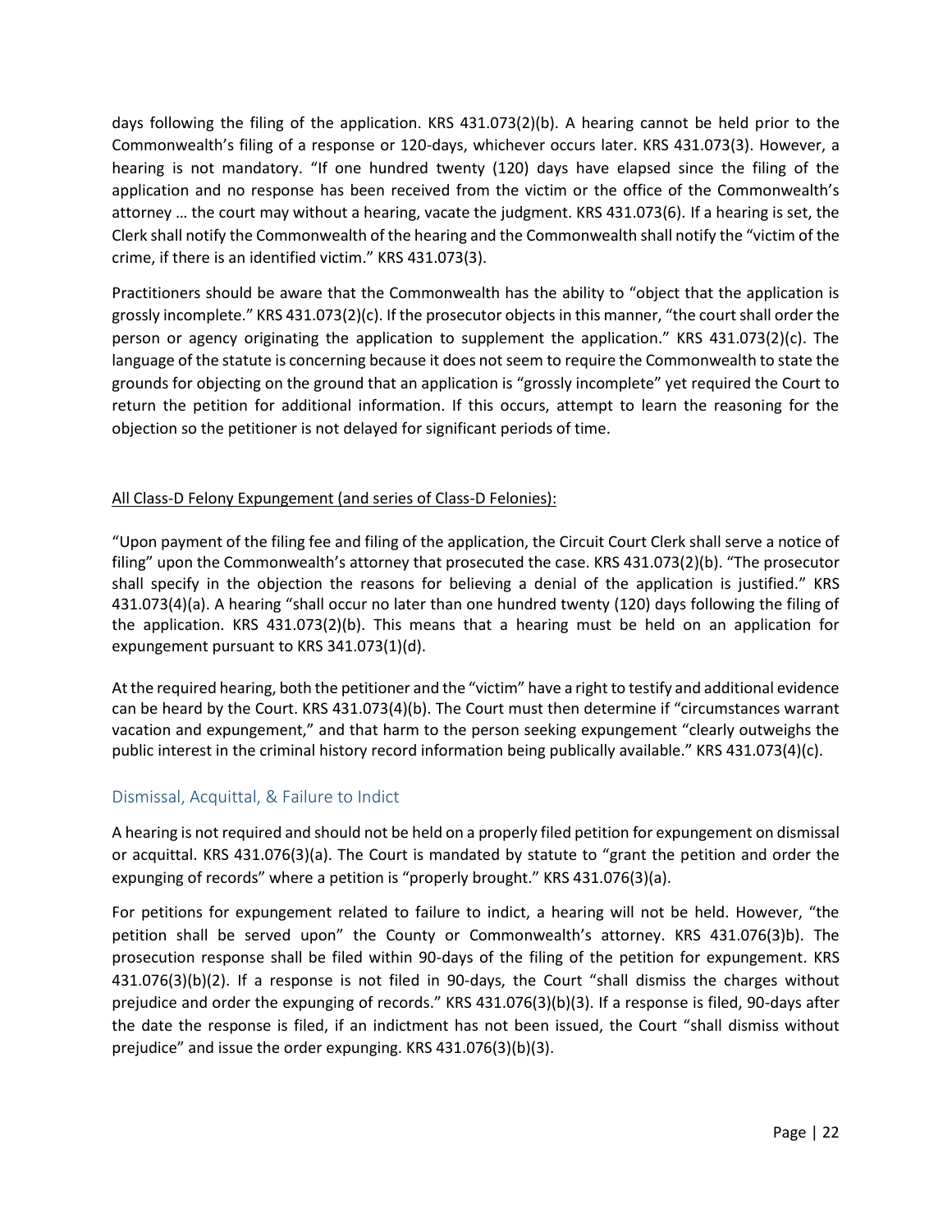days following the filing of the application. KRS 431.073(2)(b). A hearing cannot be held prior to the Commonwealth's filing of a response or 120-days, whichever occurs later. KRS 431.073(3). However, a hearing is not mandatory. "If one hundred twenty (120) days have elapsed since the filing of the application and no response has been received from the victim or the office of the Commonwealth's attorney … the court may without a hearing, vacate the judgment. KRS 431.073(6). If a hearing is set, the Clerk shall notify the Commonwealth of the hearing and the Commonwealth shall notify the "victim of the crime, if there is an identified victim." KRS 431.073(3).

Practitioners should be aware that the Commonwealth has the ability to "object that the application is grossly incomplete." KRS 431.073(2)(c). If the prosecutor objects in this manner, "the court shall order the person or agency originating the application to supplement the application." KRS 431.073(2)(c). The language of the statute is concerning because it does not seem to require the Commonwealth to state the grounds for objecting on the ground that an application is "grossly incomplete" yet required the Court to return the petition for additional information. If this occurs, attempt to learn the reasoning for the objection so the petitioner is not delayed for significant periods of time.

<u>All Class-D Felony Expungement (and series of Class-D Felonies):</u>

"Upon payment of the filing fee and filing of the application, the Circuit Court Clerk shall serve a notice of filing" upon the Commonwealth's attorney that prosecuted the case. KRS 431.073(2)(b). "The prosecutor shall specify in the objection the reasons for believing a denial of the application is justified." KRS 431.073(4)(a). A hearing "shall occur no later than one hundred twenty (120) days following the filing of the application. KRS 431.073(2)(b). This means that a hearing must be held on an application for expungement pursuant to KRS 341.073(1)(d).

At the required hearing, both the petitioner and the "victim" have a right to testify and additional evidence can be heard by the Court. KRS 431.073(4)(b). The Court must then determine if "circumstances warrant vacation and expungement," and that harm to the person seeking expungement "clearly outweighs the public interest in the criminal history record information being publically available." KRS 431.073(4)(c).

## Dismissal, Acquittal, & Failure to Indict

A hearing is not required and should not be held on a properly filed petition for expungement on dismissal or acquittal. KRS 431.076(3)(a). The Court is mandated by statute to "grant the petition and order the expunging of records" where a petition is "properly brought." KRS 431.076(3)(a).

For petitions for expungement related to failure to indict, a hearing will not be held. However, "the petition shall be served upon" the County or Commonwealth's attorney. KRS 431.076(3)b). The prosecution response shall be filed within 90-days of the filing of the petition for expungement. KRS 431.076(3)(b)(2). If a response is not filed in 90-days, the Court "shall dismiss the charges without prejudice and order the expunging of records." KRS 431.076(3)(b)(3). If a response is filed, 90-days after the date the response is filed, if an indictment has not been issued, the Court "shall dismiss without prejudice" and issue the order expunging. KRS 431.076(3)(b)(3).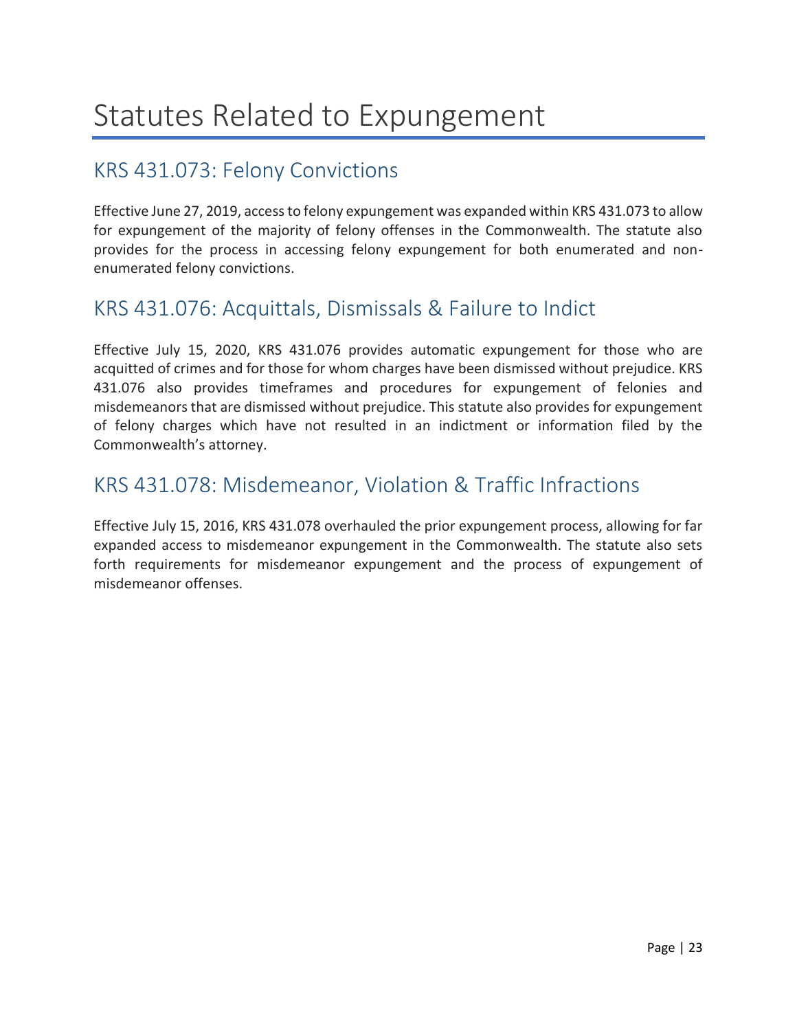# Statutes Related to Expungement

## KRS 431.073: Felony Convictions

Effective June 27, 2019, access to felony expungement was expanded within KRS 431.073 to allow for expungement of the majority of felony offenses in the Commonwealth. The statute also provides for the process in accessing felony expungement for both enumerated and non-enumerated felony convictions.

## KRS 431.076: Acquittals, Dismissals & Failure to Indict

Effective July 15, 2020, KRS 431.076 provides automatic expungement for those who are acquitted of crimes and for those for whom charges have been dismissed without prejudice. KRS 431.076 also provides timeframes and procedures for expungement of felonies and misdemeanors that are dismissed without prejudice. This statute also provides for expungement of felony charges which have not resulted in an indictment or information filed by the Commonwealth's attorney.

## KRS 431.078: Misdemeanor, Violation & Traffic Infractions

Effective July 15, 2016, KRS 431.078 overhauled the prior expungement process, allowing for far expanded access to misdemeanor expungement in the Commonwealth. The statute also sets forth requirements for misdemeanor expungement and the process of expungement of misdemeanor offenses.